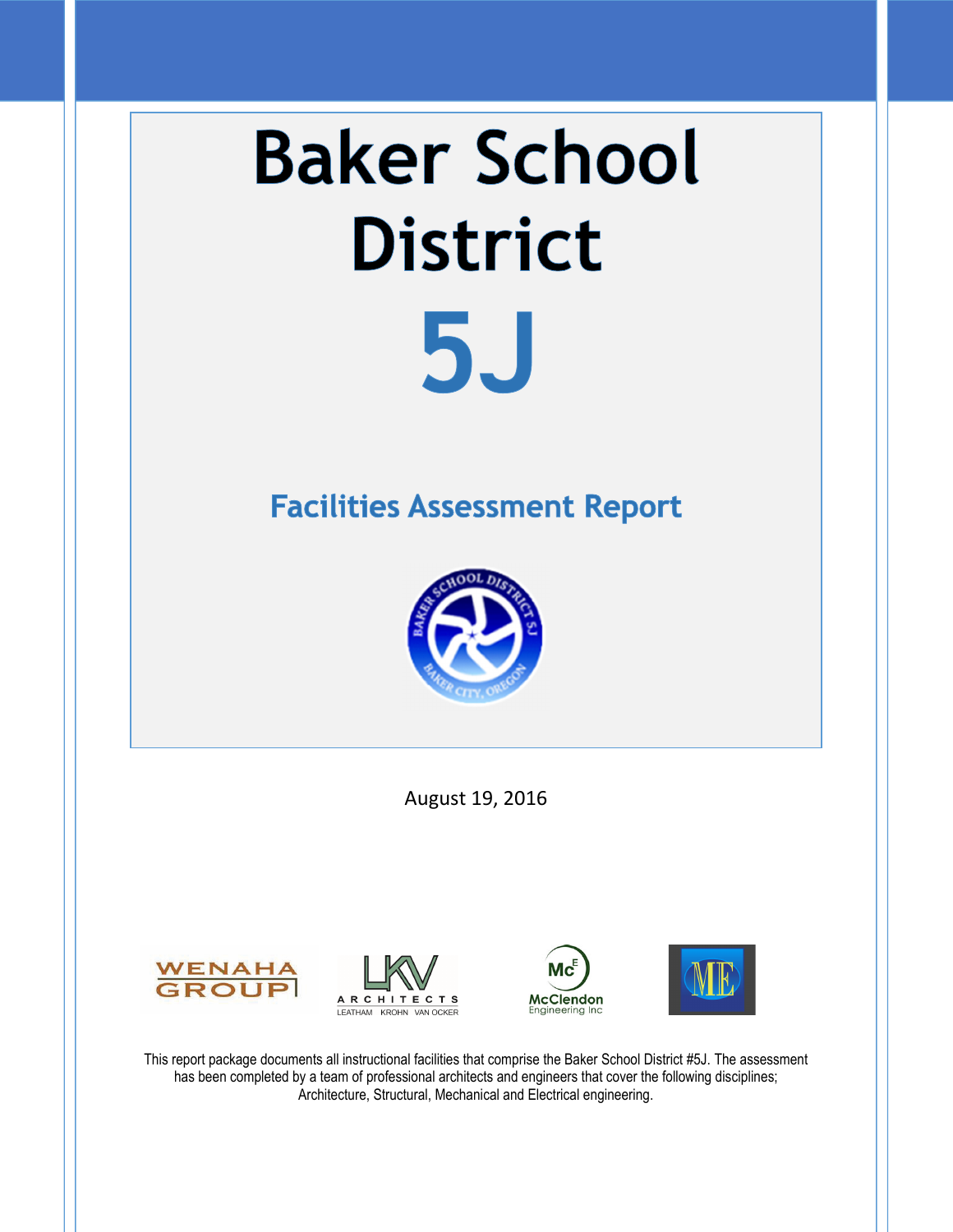# Baker School District

# 5J

## Facilities Assessment Report

August 19, 2016

This report package documents all instructional facilities that comprise the Baker School District #5J. The assessment has been completed by a team of professional architects and engineers that cover the following disciplines; Architecture, Structural, Mechanical and Electrical engineering.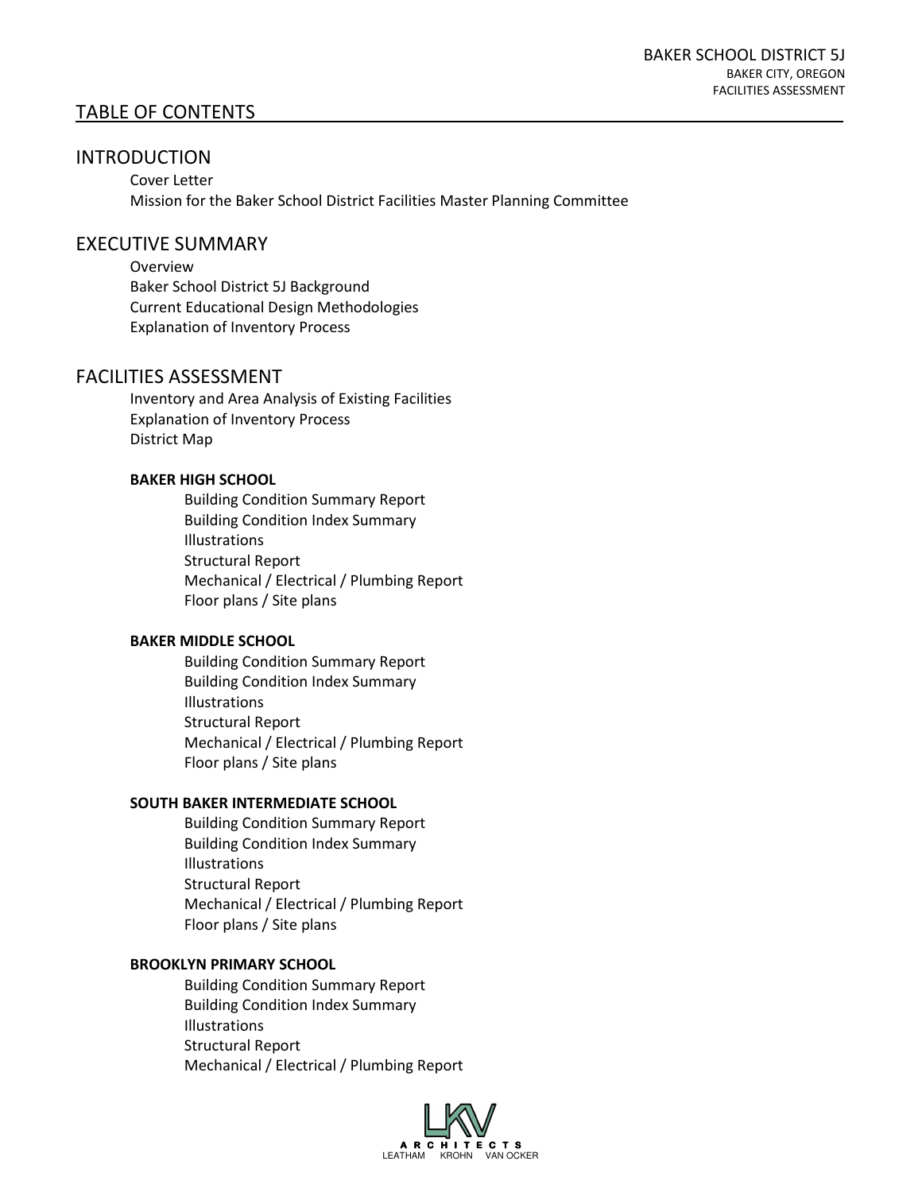# TABLE OF CONTENTS

## INTRODUCTION

- Cover Letter
- Mission for the Baker School District Facilities Master Planning Committee

## EXECUTIVE SUMMARY

- Overview
- Baker School District 5J Background
- Current Educational Design Methodologies
- Explanation of Inventory Process

## FACILITIES ASSESSMENT

- Inventory and Area Analysis of Existing Facilities
- Explanation of Inventory Process
- District Map

### BAKER HIGH SCHOOL

- Building Condition Summary Report
- Building Condition Index Summary
- Illustrations
- Structural Report
- Mechanical / Electrical / Plumbing Report
- Floor plans / Site plans

### BAKER MIDDLE SCHOOL

- Building Condition Summary Report
- Building Condition Index Summary
- Illustrations
- Structural Report
- Mechanical / Electrical / Plumbing Report
- Floor plans / Site plans

### SOUTH BAKER INTERMEDIATE SCHOOL

- Building Condition Summary Report
- Building Condition Index Summary
- Illustrations
- Structural Report
- Mechanical / Electrical / Plumbing Report
- Floor plans / Site plans

### BROOKLYN PRIMARY SCHOOL

- Building Condition Summary Report
- Building Condition Index Summary
- Illustrations
- Structural Report
- Mechanical / Electrical / Plumbing Report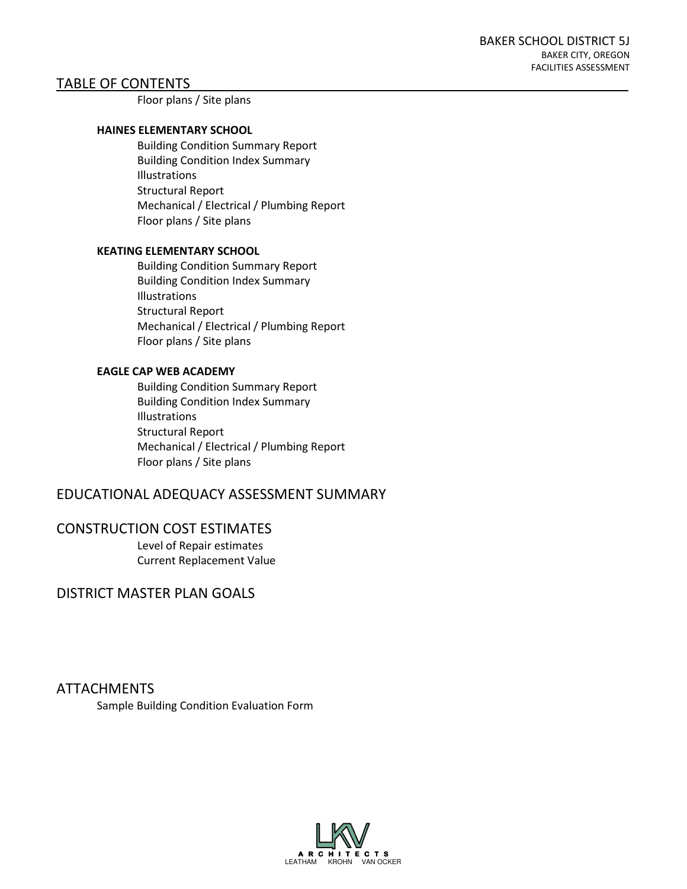## TABLE OF CONTENTS

Floor plans / Site plans

**HAINES ELEMENTARY SCHOOL**

- Building Condition Summary Report
- Building Condition Index Summary
- Illustrations
- Structural Report
- Mechanical / Electrical / Plumbing Report
- Floor plans / Site plans

**KEATING ELEMENTARY SCHOOL**

- Building Condition Summary Report
- Building Condition Index Summary
- Illustrations
- Structural Report
- Mechanical / Electrical / Plumbing Report
- Floor plans / Site plans

**EAGLE CAP WEB ACADEMY**

- Building Condition Summary Report
- Building Condition Index Summary
- Illustrations
- Structural Report
- Mechanical / Electrical / Plumbing Report
- Floor plans / Site plans

## EDUCATIONAL ADEQUACY ASSESSMENT SUMMARY

## CONSTRUCTION COST ESTIMATES

- Level of Repair estimates
- Current Replacement Value

## DISTRICT MASTER PLAN GOALS

## ATTACHMENTS

- Sample Building Condition Evaluation Form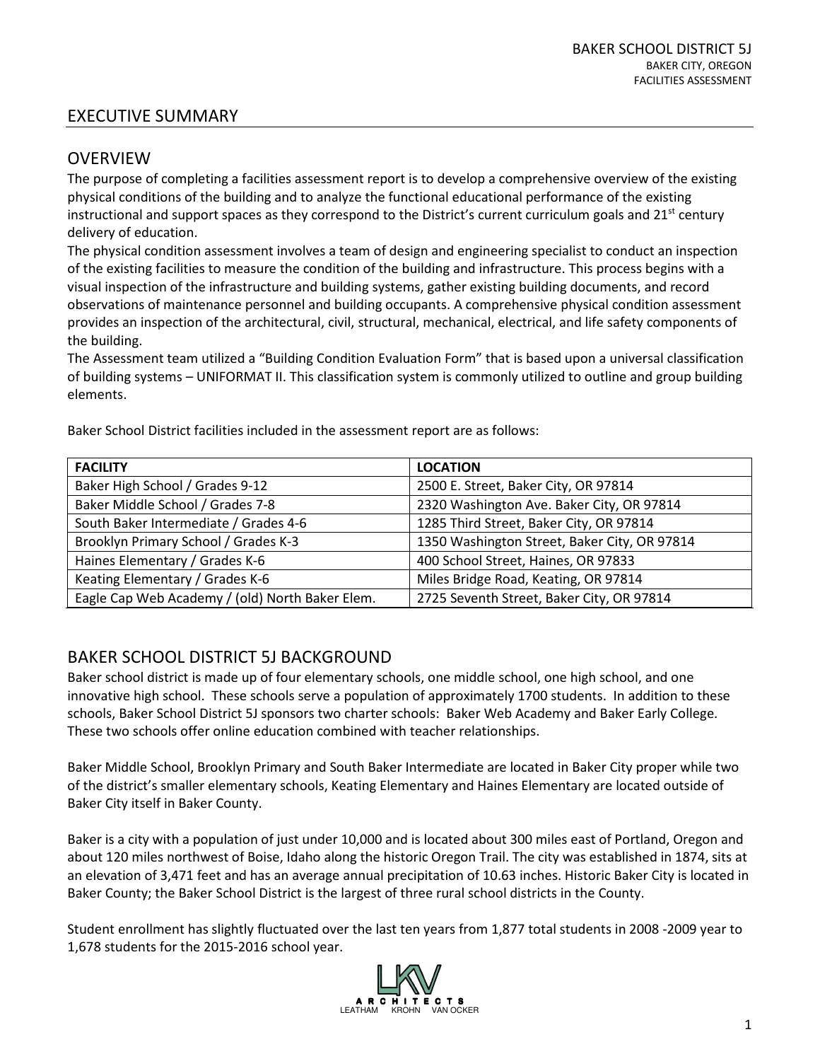# EXECUTIVE SUMMARY

## OVERVIEW

The purpose of completing a facilities assessment report is to develop a comprehensive overview of the existing physical conditions of the building and to analyze the functional educational performance of the existing instructional and support spaces as they correspond to the District's current curriculum goals and 21st century delivery of education.

The physical condition assessment involves a team of design and engineering specialist to conduct an inspection of the existing facilities to measure the condition of the building and infrastructure. This process begins with a visual inspection of the infrastructure and building systems, gather existing building documents, and record observations of maintenance personnel and building occupants. A comprehensive physical condition assessment provides an inspection of the architectural, civil, structural, mechanical, electrical, and life safety components of the building.

The Assessment team utilized a "Building Condition Evaluation Form" that is based upon a universal classification of building systems – UNIFORMAT II. This classification system is commonly utilized to outline and group building elements.

Baker School District facilities included in the assessment report are as follows:

| FACILITY | LOCATION |
|---|---|
| Baker High School / Grades 9-12 | 2500 E. Street, Baker City, OR 97814 |
| Baker Middle School / Grades 7-8 | 2320 Washington Ave. Baker City, OR 97814 |
| South Baker Intermediate / Grades 4-6 | 1285 Third Street, Baker City, OR 97814 |
| Brooklyn Primary School / Grades K-3 | 1350 Washington Street, Baker City, OR 97814 |
| Haines Elementary / Grades K-6 | 400 School Street, Haines, OR 97833 |
| Keating Elementary / Grades K-6 | Miles Bridge Road, Keating, OR 97814 |
| Eagle Cap Web Academy / (old) North Baker Elem. | 2725 Seventh Street, Baker City, OR 97814 |

## BAKER SCHOOL DISTRICT 5J BACKGROUND

Baker school district is made up of four elementary schools, one middle school, one high school, and one innovative high school. These schools serve a population of approximately 1700 students. In addition to these schools, Baker School District 5J sponsors two charter schools: Baker Web Academy and Baker Early College. These two schools offer online education combined with teacher relationships.

Baker Middle School, Brooklyn Primary and South Baker Intermediate are located in Baker City proper while two of the district's smaller elementary schools, Keating Elementary and Haines Elementary are located outside of Baker City itself in Baker County.

Baker is a city with a population of just under 10,000 and is located about 300 miles east of Portland, Oregon and about 120 miles northwest of Boise, Idaho along the historic Oregon Trail. The city was established in 1874, sits at an elevation of 3,471 feet and has an average annual precipitation of 10.63 inches. Historic Baker City is located in Baker County; the Baker School District is the largest of three rural school districts in the County.

Student enrollment has slightly fluctuated over the last ten years from 1,877 total students in 2008 -2009 year to 1,678 students for the 2015-2016 school year.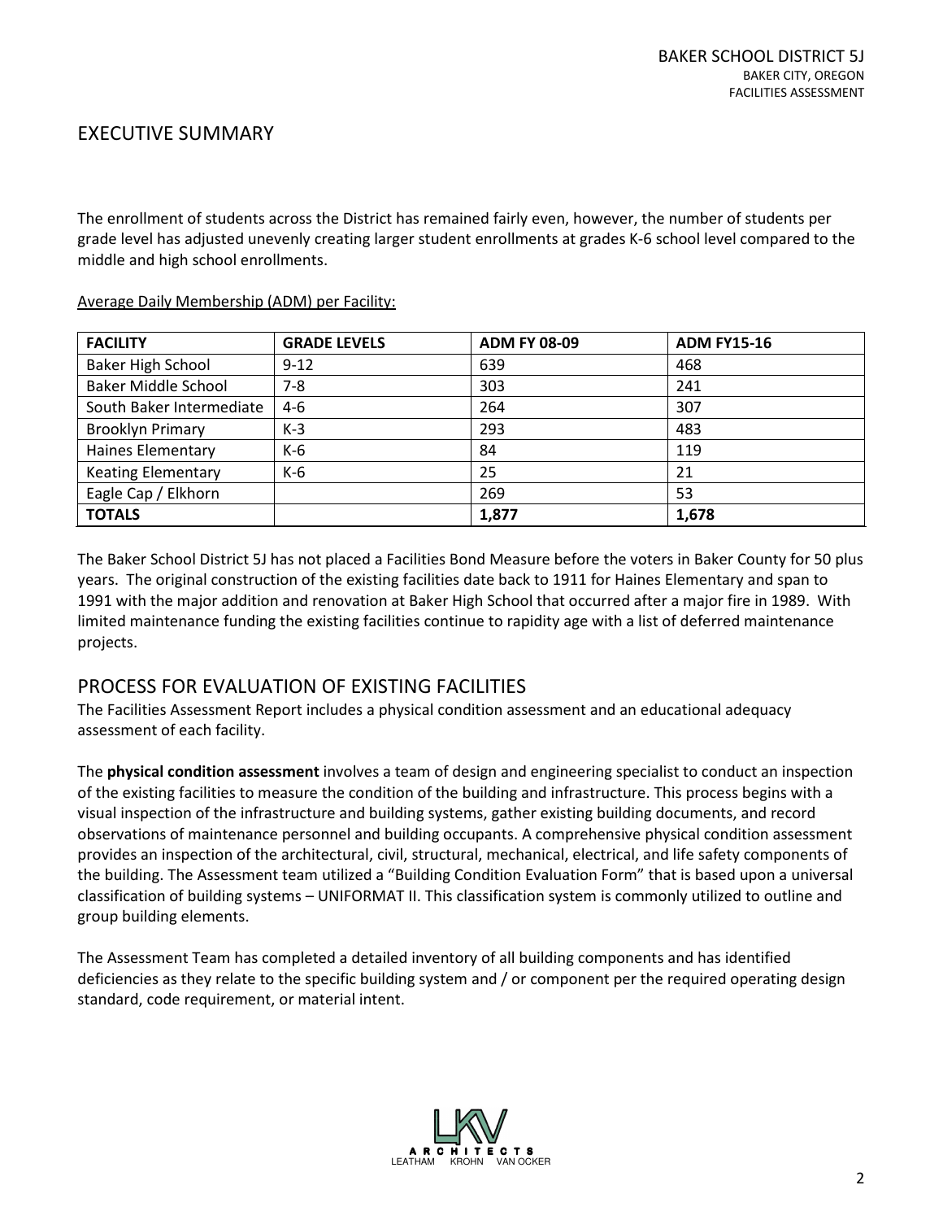## EXECUTIVE SUMMARY

The enrollment of students across the District has remained fairly even, however, the number of students per grade level has adjusted unevenly creating larger student enrollments at grades K-6 school level compared to the middle and high school enrollments.

Average Daily Membership (ADM) per Facility:

| FACILITY | GRADE LEVELS | ADM FY 08-09 | ADM FY15-16 |
|---|---|---|---|
| Baker High School | 9-12 | 639 | 468 |
| Baker Middle School | 7-8 | 303 | 241 |
| South Baker Intermediate | 4-6 | 264 | 307 |
| Brooklyn Primary | K-3 | 293 | 483 |
| Haines Elementary | K-6 | 84 | 119 |
| Keating Elementary | K-6 | 25 | 21 |
| Eagle Cap / Elkhorn | | 269 | 53 |
| **TOTALS** | | **1,877** | **1,678** |

The Baker School District 5J has not placed a Facilities Bond Measure before the voters in Baker County for 50 plus years. The original construction of the existing facilities date back to 1911 for Haines Elementary and span to 1991 with the major addition and renovation at Baker High School that occurred after a major fire in 1989. With limited maintenance funding the existing facilities continue to rapidity age with a list of deferred maintenance projects.

## PROCESS FOR EVALUATION OF EXISTING FACILITIES

The Facilities Assessment Report includes a physical condition assessment and an educational adequacy assessment of each facility.

The **physical condition assessment** involves a team of design and engineering specialist to conduct an inspection of the existing facilities to measure the condition of the building and infrastructure. This process begins with a visual inspection of the infrastructure and building systems, gather existing building documents, and record observations of maintenance personnel and building occupants. A comprehensive physical condition assessment provides an inspection of the architectural, civil, structural, mechanical, electrical, and life safety components of the building. The Assessment team utilized a "Building Condition Evaluation Form" that is based upon a universal classification of building systems – UNIFORMAT II. This classification system is commonly utilized to outline and group building elements.

The Assessment Team has completed a detailed inventory of all building components and has identified deficiencies as they relate to the specific building system and / or component per the required operating design standard, code requirement, or material intent.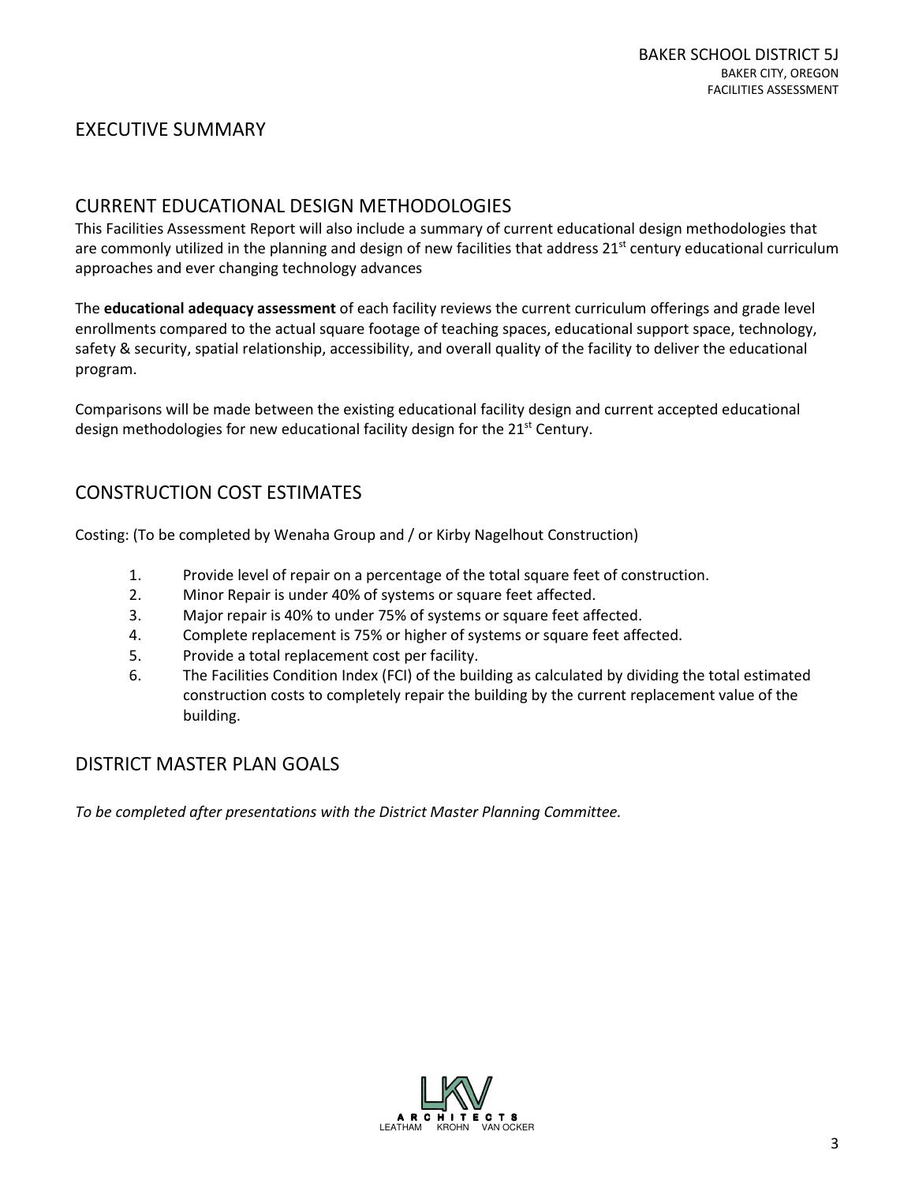# EXECUTIVE SUMMARY

## CURRENT EDUCATIONAL DESIGN METHODOLOGIES

This Facilities Assessment Report will also include a summary of current educational design methodologies that are commonly utilized in the planning and design of new facilities that address 21st century educational curriculum approaches and ever changing technology advances

The **educational adequacy assessment** of each facility reviews the current curriculum offerings and grade level enrollments compared to the actual square footage of teaching spaces, educational support space, technology, safety & security, spatial relationship, accessibility, and overall quality of the facility to deliver the educational program.

Comparisons will be made between the existing educational facility design and current accepted educational design methodologies for new educational facility design for the 21st Century.

## CONSTRUCTION COST ESTIMATES

Costing: (To be completed by Wenaha Group and / or Kirby Nagelhout Construction)

1. Provide level of repair on a percentage of the total square feet of construction.
2. Minor Repair is under 40% of systems or square feet affected.
3. Major repair is 40% to under 75% of systems or square feet affected.
4. Complete replacement is 75% or higher of systems or square feet affected.
5. Provide a total replacement cost per facility.
6. The Facilities Condition Index (FCI) of the building as calculated by dividing the total estimated construction costs to completely repair the building by the current replacement value of the building.

## DISTRICT MASTER PLAN GOALS

*To be completed after presentations with the District Master Planning Committee.*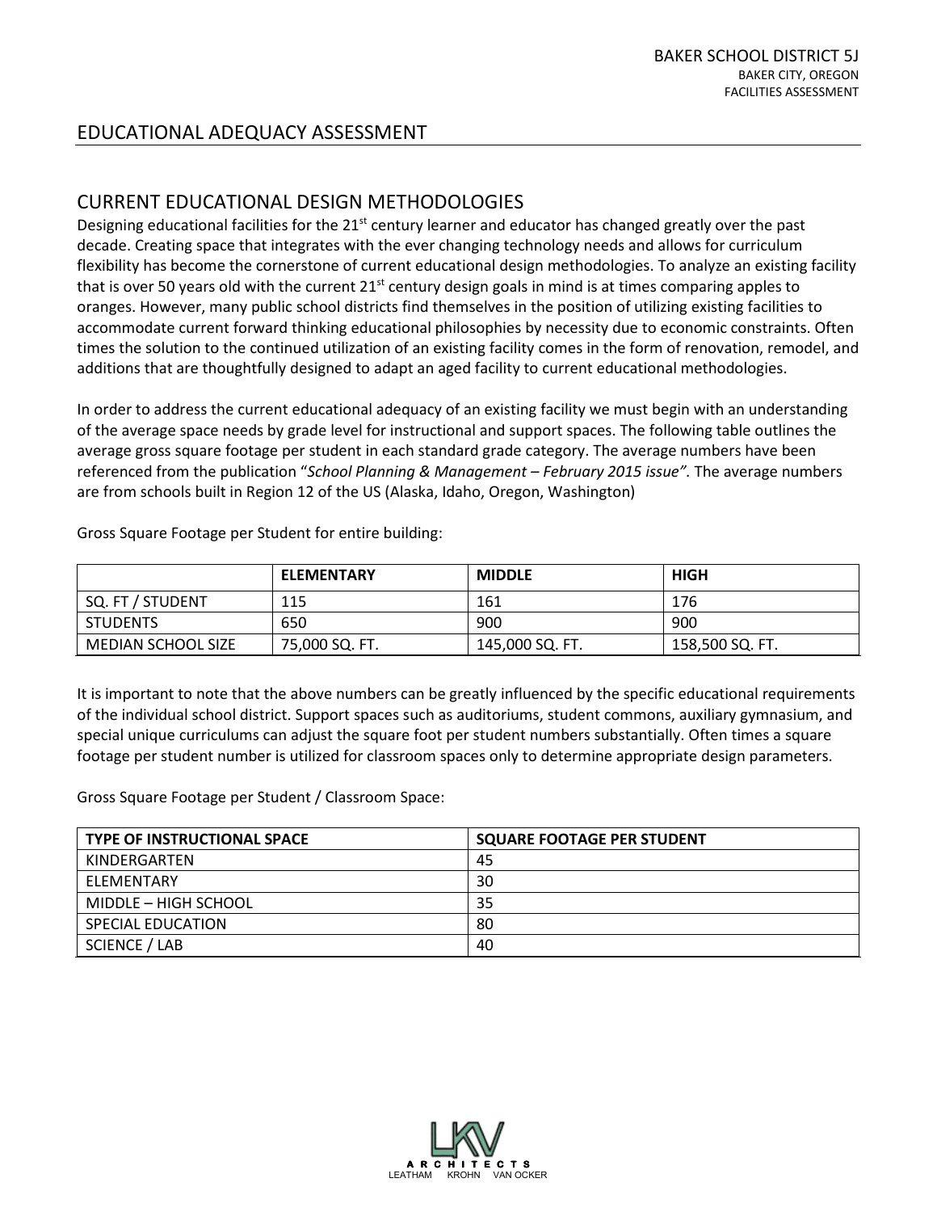# EDUCATIONAL ADEQUACY ASSESSMENT

## CURRENT EDUCATIONAL DESIGN METHODOLOGIES

Designing educational facilities for the 21st century learner and educator has changed greatly over the past decade. Creating space that integrates with the ever changing technology needs and allows for curriculum flexibility has become the cornerstone of current educational design methodologies. To analyze an existing facility that is over 50 years old with the current 21st century design goals in mind is at times comparing apples to oranges. However, many public school districts find themselves in the position of utilizing existing facilities to accommodate current forward thinking educational philosophies by necessity due to economic constraints. Often times the solution to the continued utilization of an existing facility comes in the form of renovation, remodel, and additions that are thoughtfully designed to adapt an aged facility to current educational methodologies.

In order to address the current educational adequacy of an existing facility we must begin with an understanding of the average space needs by grade level for instructional and support spaces. The following table outlines the average gross square footage per student in each standard grade category. The average numbers have been referenced from the publication "*School Planning & Management – February 2015 issue".* The average numbers are from schools built in Region 12 of the US (Alaska, Idaho, Oregon, Washington)

Gross Square Footage per Student for entire building:

| | ELEMENTARY | MIDDLE | HIGH |
|---|---|---|---|
| SQ. FT / STUDENT | 115 | 161 | 176 |
| STUDENTS | 650 | 900 | 900 |
| MEDIAN SCHOOL SIZE | 75,000 SQ. FT. | 145,000 SQ. FT. | 158,500 SQ. FT. |

It is important to note that the above numbers can be greatly influenced by the specific educational requirements of the individual school district. Support spaces such as auditoriums, student commons, auxiliary gymnasium, and special unique curriculums can adjust the square foot per student numbers substantially. Often times a square footage per student number is utilized for classroom spaces only to determine appropriate design parameters.

Gross Square Footage per Student / Classroom Space:

| TYPE OF INSTRUCTIONAL SPACE | SQUARE FOOTAGE PER STUDENT |
|---|---|
| KINDERGARTEN | 45 |
| ELEMENTARY | 30 |
| MIDDLE – HIGH SCHOOL | 35 |
| SPECIAL EDUCATION | 80 |
| SCIENCE / LAB | 40 |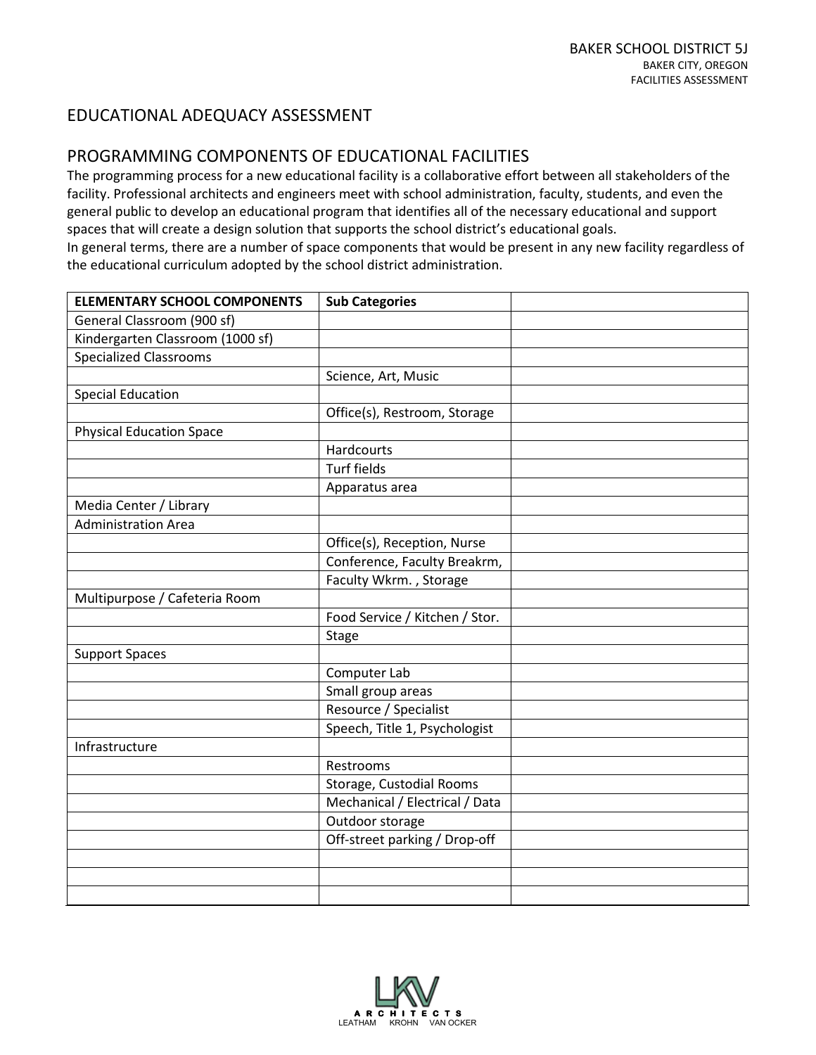## EDUCATIONAL ADEQUACY ASSESSMENT

## PROGRAMMING COMPONENTS OF EDUCATIONAL FACILITIES

The programming process for a new educational facility is a collaborative effort between all stakeholders of the facility. Professional architects and engineers meet with school administration, faculty, students, and even the general public to develop an educational program that identifies all of the necessary educational and support spaces that will create a design solution that supports the school district's educational goals.
In general terms, there are a number of space components that would be present in any new facility regardless of the educational curriculum adopted by the school district administration.

| ELEMENTARY SCHOOL COMPONENTS | Sub Categories | |
|---|---|---|
| General Classroom (900 sf) | | |
| Kindergarten Classroom (1000 sf) | | |
| Specialized Classrooms | | |
| | Science, Art, Music | |
| Special Education | | |
| | Office(s), Restroom, Storage | |
| Physical Education Space | | |
| | Hardcourts | |
| | Turf fields | |
| | Apparatus area | |
| Media Center / Library | | |
| Administration Area | | |
| | Office(s), Reception, Nurse | |
| | Conference, Faculty Breakrm, | |
| | Faculty Wkrm. , Storage | |
| Multipurpose / Cafeteria Room | | |
| | Food Service / Kitchen / Stor. | |
| | Stage | |
| Support Spaces | | |
| | Computer Lab | |
| | Small group areas | |
| | Resource / Specialist | |
| | Speech, Title 1, Psychologist | |
| Infrastructure | | |
| | Restrooms | |
| | Storage, Custodial Rooms | |
| | Mechanical / Electrical / Data | |
| | Outdoor storage | |
| | Off-street parking / Drop-off | |
| | | |
| | | |
| | | |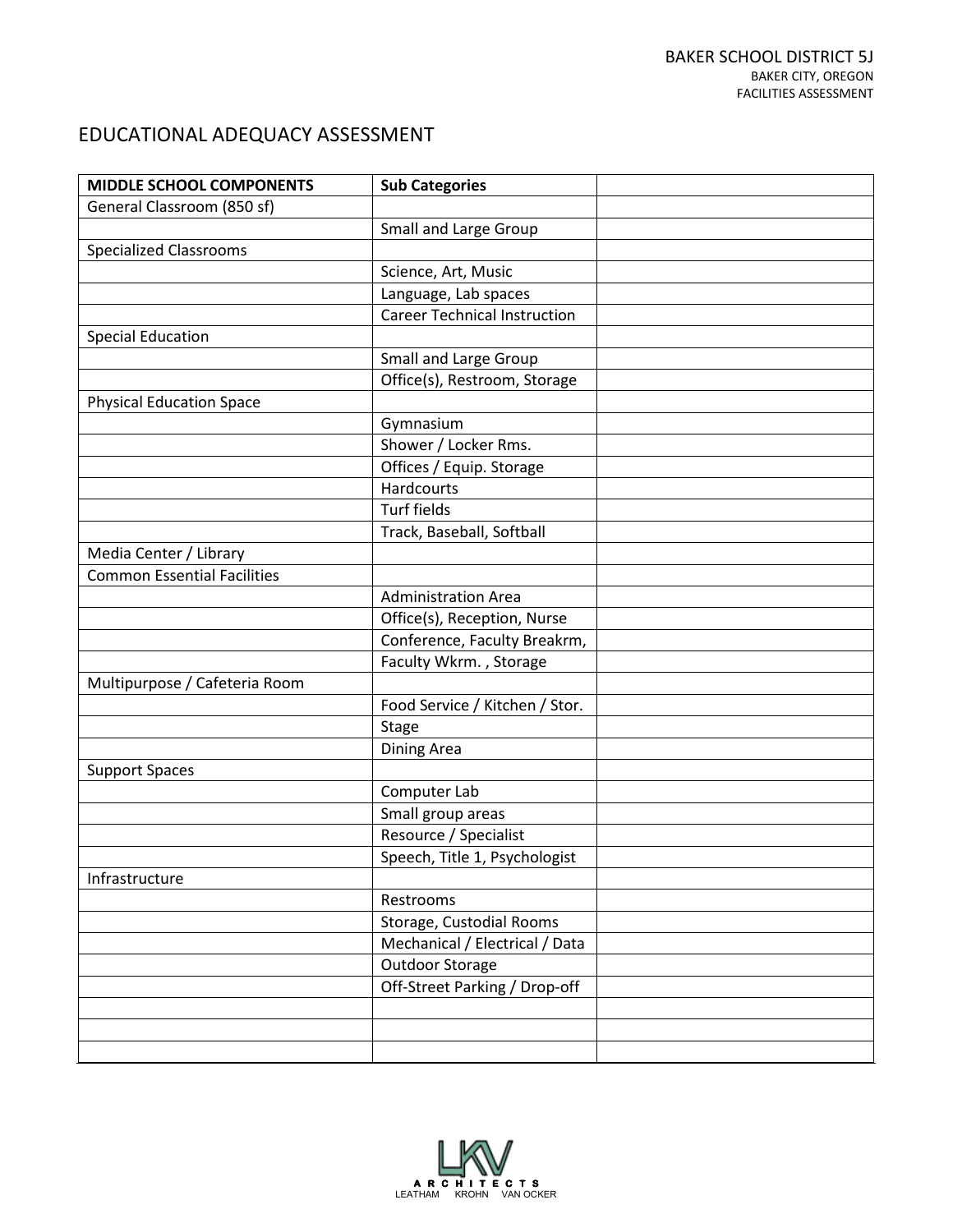## EDUCATIONAL ADEQUACY ASSESSMENT

| MIDDLE SCHOOL COMPONENTS | Sub Categories | |
|---|---|---|
| General Classroom (850 sf) | | |
| | Small and Large Group | |
| Specialized Classrooms | | |
| | Science, Art, Music | |
| | Language, Lab spaces | |
| | Career Technical Instruction | |
| Special Education | | |
| | Small and Large Group | |
| | Office(s), Restroom, Storage | |
| Physical Education Space | | |
| | Gymnasium | |
| | Shower / Locker Rms. | |
| | Offices / Equip. Storage | |
| | Hardcourts | |
| | Turf fields | |
| | Track, Baseball, Softball | |
| Media Center / Library | | |
| Common Essential Facilities | | |
| | Administration Area | |
| | Office(s), Reception, Nurse | |
| | Conference, Faculty Breakrm, | |
| | Faculty Wkrm. , Storage | |
| Multipurpose / Cafeteria Room | | |
| | Food Service / Kitchen / Stor. | |
| | Stage | |
| | Dining Area | |
| Support Spaces | | |
| | Computer Lab | |
| | Small group areas | |
| | Resource / Specialist | |
| | Speech, Title 1, Psychologist | |
| Infrastructure | | |
| | Restrooms | |
| | Storage, Custodial Rooms | |
| | Mechanical / Electrical / Data | |
| | Outdoor Storage | |
| | Off-Street Parking / Drop-off | |
| | | |
| | | |
| | | |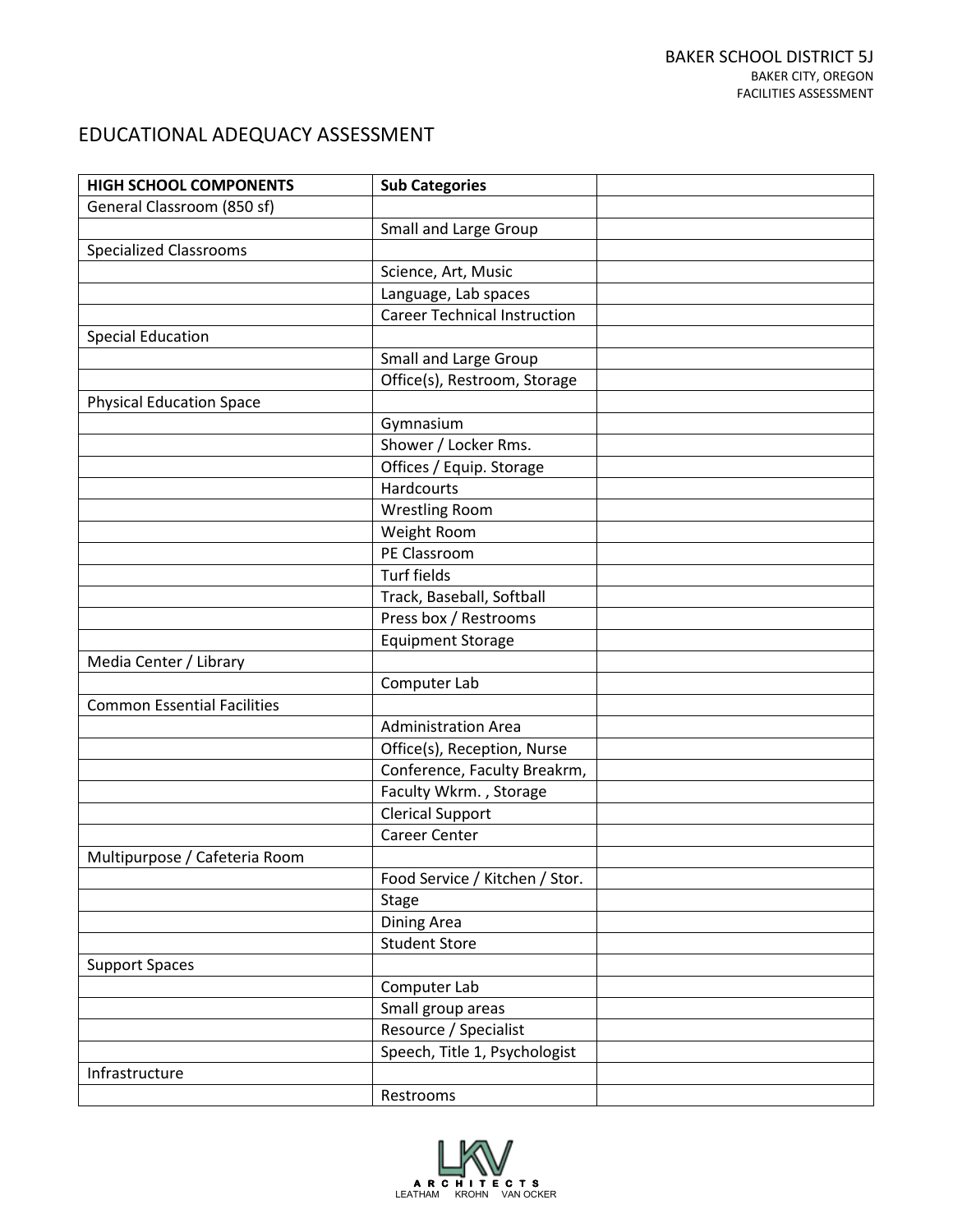# EDUCATIONAL ADEQUACY ASSESSMENT

| HIGH SCHOOL COMPONENTS | Sub Categories | |
|---|---|---|
| General Classroom (850 sf) | | |
| | Small and Large Group | |
| Specialized Classrooms | | |
| | Science, Art, Music | |
| | Language, Lab spaces | |
| | Career Technical Instruction | |
| Special Education | | |
| | Small and Large Group | |
| | Office(s), Restroom, Storage | |
| Physical Education Space | | |
| | Gymnasium | |
| | Shower / Locker Rms. | |
| | Offices / Equip. Storage | |
| | Hardcourts | |
| | Wrestling Room | |
| | Weight Room | |
| | PE Classroom | |
| | Turf fields | |
| | Track, Baseball, Softball | |
| | Press box / Restrooms | |
| | Equipment Storage | |
| Media Center / Library | | |
| | Computer Lab | |
| Common Essential Facilities | | |
| | Administration Area | |
| | Office(s), Reception, Nurse | |
| | Conference, Faculty Breakrm, | |
| | Faculty Wkrm. , Storage | |
| | Clerical Support | |
| | Career Center | |
| Multipurpose / Cafeteria Room | | |
| | Food Service / Kitchen / Stor. | |
| | Stage | |
| | Dining Area | |
| | Student Store | |
| Support Spaces | | |
| | Computer Lab | |
| | Small group areas | |
| | Resource / Specialist | |
| | Speech, Title 1, Psychologist | |
| Infrastructure | | |
| | Restrooms | |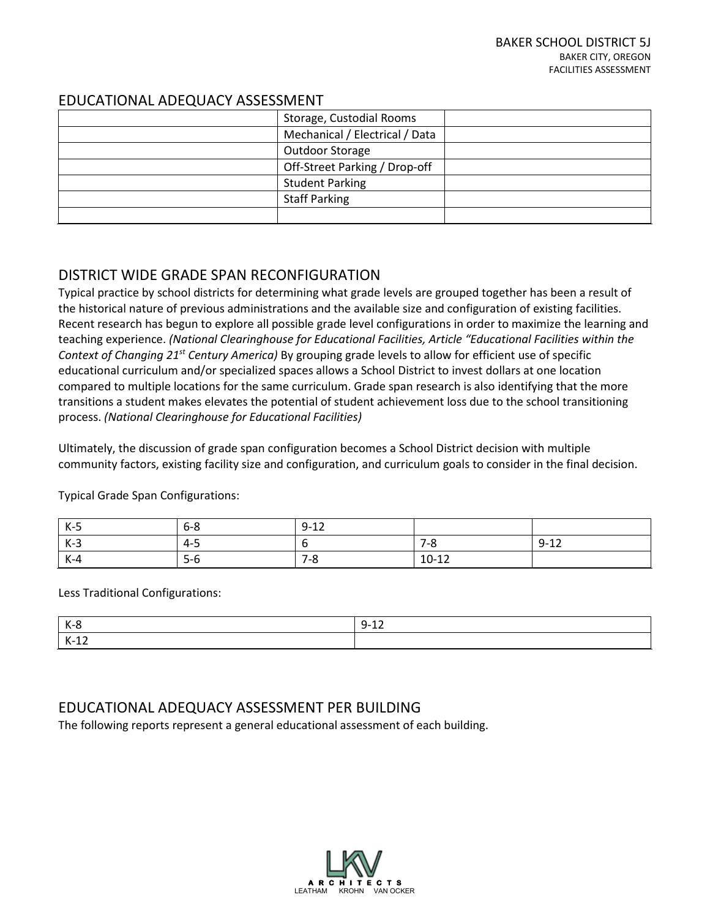## EDUCATIONAL ADEQUACY ASSESSMENT

| | | |
|---|---|---|
| | Storage, Custodial Rooms | |
| | Mechanical / Electrical / Data | |
| | Outdoor Storage | |
| | Off-Street Parking / Drop-off | |
| | Student Parking | |
| | Staff Parking | |
| | | |

## DISTRICT WIDE GRADE SPAN RECONFIGURATION

Typical practice by school districts for determining what grade levels are grouped together has been a result of the historical nature of previous administrations and the available size and configuration of existing facilities. Recent research has begun to explore all possible grade level configurations in order to maximize the learning and teaching experience. *(National Clearinghouse for Educational Facilities, Article "Educational Facilities within the Context of Changing 21st Century America)* By grouping grade levels to allow for efficient use of specific educational curriculum and/or specialized spaces allows a School District to invest dollars at one location compared to multiple locations for the same curriculum. Grade span research is also identifying that the more transitions a student makes elevates the potential of student achievement loss due to the school transitioning process. *(National Clearinghouse for Educational Facilities)*

Ultimately, the discussion of grade span configuration becomes a School District decision with multiple community factors, existing facility size and configuration, and curriculum goals to consider in the final decision.

Typical Grade Span Configurations:

| | | | | |
|---|---|---|---|---|
| K-5 | 6-8 | 9-12 | | |
| K-3 | 4-5 | 6 | 7-8 | 9-12 |
| K-4 | 5-6 | 7-8 | 10-12 | |

Less Traditional Configurations:

| | |
|---|---|
| K-8 | 9-12 |
| K-12 | |

## EDUCATIONAL ADEQUACY ASSESSMENT PER BUILDING

The following reports represent a general educational assessment of each building.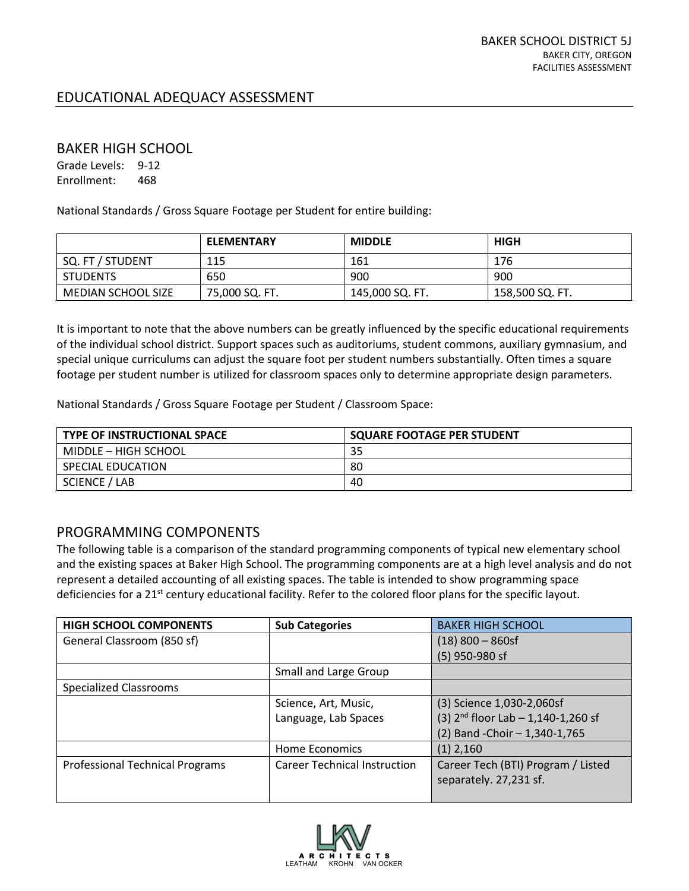## EDUCATIONAL ADEQUACY ASSESSMENT

### BAKER HIGH SCHOOL

Grade Levels: 9-12
Enrollment: 468

National Standards / Gross Square Footage per Student for entire building:

| | ELEMENTARY | MIDDLE | HIGH |
|---|---|---|---|
| SQ. FT / STUDENT | 115 | 161 | 176 |
| STUDENTS | 650 | 900 | 900 |
| MEDIAN SCHOOL SIZE | 75,000 SQ. FT. | 145,000 SQ. FT. | 158,500 SQ. FT. |

It is important to note that the above numbers can be greatly influenced by the specific educational requirements of the individual school district. Support spaces such as auditoriums, student commons, auxiliary gymnasium, and special unique curriculums can adjust the square foot per student numbers substantially. Often times a square footage per student number is utilized for classroom spaces only to determine appropriate design parameters.

National Standards / Gross Square Footage per Student / Classroom Space:

| TYPE OF INSTRUCTIONAL SPACE | SQUARE FOOTAGE PER STUDENT |
|---|---|
| MIDDLE – HIGH SCHOOL | 35 |
| SPECIAL EDUCATION | 80 |
| SCIENCE / LAB | 40 |

### PROGRAMMING COMPONENTS

The following table is a comparison of the standard programming components of typical new elementary school and the existing spaces at Baker High School. The programming components are at a high level analysis and do not represent a detailed accounting of all existing spaces. The table is intended to show programming space deficiencies for a 21st century educational facility. Refer to the colored floor plans for the specific layout.

| HIGH SCHOOL COMPONENTS | Sub Categories | BAKER HIGH SCHOOL |
|---|---|---|
| General Classroom (850 sf) | | (18) 800 – 860sf<br>(5) 950-980 sf |
| | Small and Large Group | |
| Specialized Classrooms | | |
| | Science, Art, Music, Language, Lab Spaces | (3) Science 1,030-2,060sf<br>(3) 2nd floor Lab – 1,140-1,260 sf<br>(2) Band -Choir – 1,340-1,765 |
| | Home Economics | (1) 2,160 |
| Professional Technical Programs | Career Technical Instruction | Career Tech (BTI) Program / Listed separately. 27,231 sf. |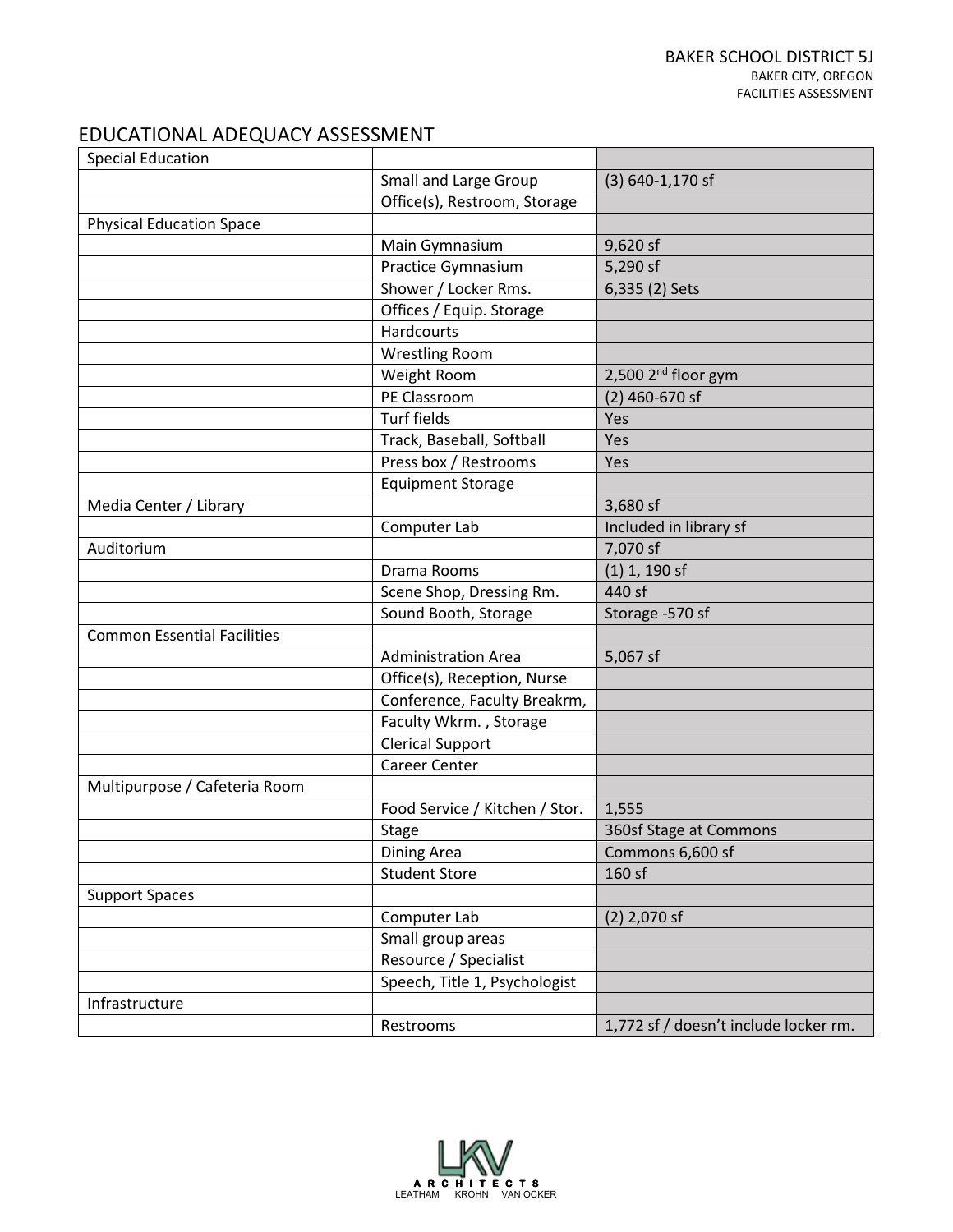## EDUCATIONAL ADEQUACY ASSESSMENT

| Special Education | | |
|---|---|---|
| | Small and Large Group | (3) 640-1,170 sf |
| | Office(s), Restroom, Storage | |
| Physical Education Space | | |
| | Main Gymnasium | 9,620 sf |
| | Practice Gymnasium | 5,290 sf |
| | Shower / Locker Rms. | 6,335 (2) Sets |
| | Offices / Equip. Storage | |
| | Hardcourts | |
| | Wrestling Room | |
| | Weight Room | 2,500 2nd floor gym |
| | PE Classroom | (2) 460-670 sf |
| | Turf fields | Yes |
| | Track, Baseball, Softball | Yes |
| | Press box / Restrooms | Yes |
| | Equipment Storage | |
| Media Center / Library | | 3,680 sf |
| | Computer Lab | Included in library sf |
| Auditorium | | 7,070 sf |
| | Drama Rooms | (1) 1, 190 sf |
| | Scene Shop, Dressing Rm. | 440 sf |
| | Sound Booth, Storage | Storage -570 sf |
| Common Essential Facilities | | |
| | Administration Area | 5,067 sf |
| | Office(s), Reception, Nurse | |
| | Conference, Faculty Breakrm, | |
| | Faculty Wkrm. , Storage | |
| | Clerical Support | |
| | Career Center | |
| Multipurpose / Cafeteria Room | | |
| | Food Service / Kitchen / Stor. | 1,555 |
| | Stage | 360sf Stage at Commons |
| | Dining Area | Commons 6,600 sf |
| | Student Store | 160 sf |
| Support Spaces | | |
| | Computer Lab | (2) 2,070 sf |
| | Small group areas | |
| | Resource / Specialist | |
| | Speech, Title 1, Psychologist | |
| Infrastructure | | |
| | Restrooms | 1,772 sf / doesn't include locker rm. |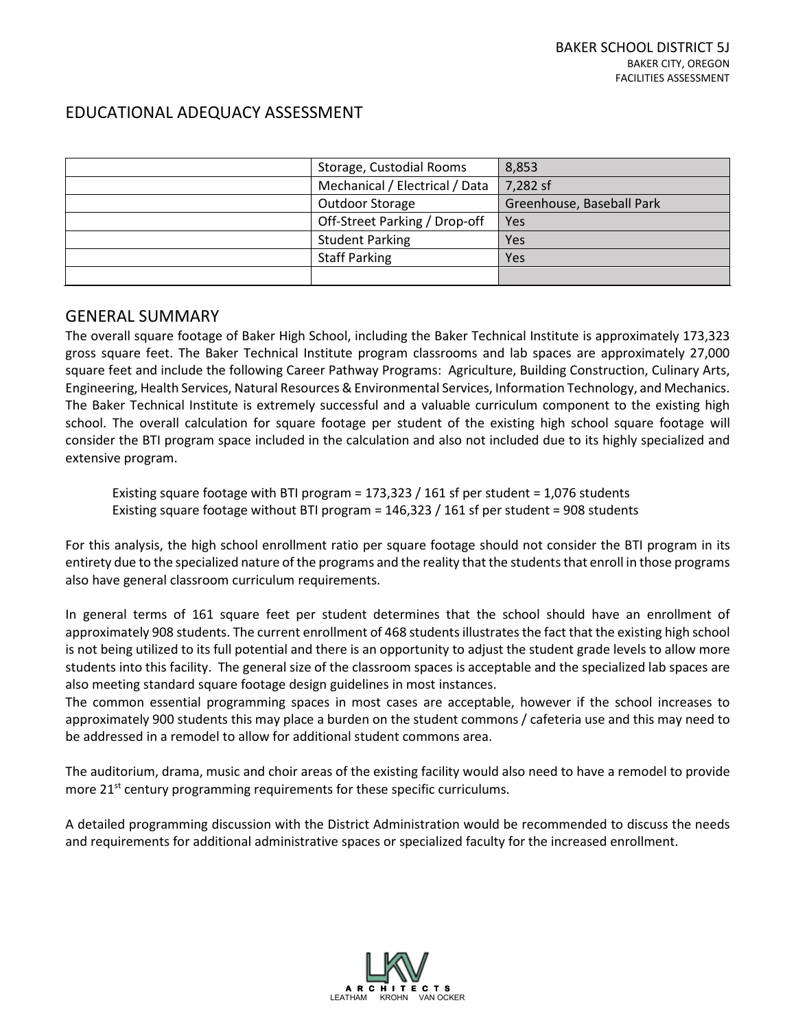## EDUCATIONAL ADEQUACY ASSESSMENT

| | | |
|---|---|---|
| | Storage, Custodial Rooms | 8,853 |
| | Mechanical / Electrical / Data | 7,282 sf |
| | Outdoor Storage | Greenhouse, Baseball Park |
| | Off-Street Parking / Drop-off | Yes |
| | Student Parking | Yes |
| | Staff Parking | Yes |
| | | |

## GENERAL SUMMARY

The overall square footage of Baker High School, including the Baker Technical Institute is approximately 173,323 gross square feet. The Baker Technical Institute program classrooms and lab spaces are approximately 27,000 square feet and include the following Career Pathway Programs: Agriculture, Building Construction, Culinary Arts, Engineering, Health Services, Natural Resources & Environmental Services, Information Technology, and Mechanics. The Baker Technical Institute is extremely successful and a valuable curriculum component to the existing high school. The overall calculation for square footage per student of the existing high school square footage will consider the BTI program space included in the calculation and also not included due to its highly specialized and extensive program.

Existing square footage with BTI program = 173,323 / 161 sf per student = 1,076 students
Existing square footage without BTI program = 146,323 / 161 sf per student = 908 students

For this analysis, the high school enrollment ratio per square footage should not consider the BTI program in its entirety due to the specialized nature of the programs and the reality that the students that enroll in those programs also have general classroom curriculum requirements.

In general terms of 161 square feet per student determines that the school should have an enrollment of approximately 908 students. The current enrollment of 468 students illustrates the fact that the existing high school is not being utilized to its full potential and there is an opportunity to adjust the student grade levels to allow more students into this facility. The general size of the classroom spaces is acceptable and the specialized lab spaces are also meeting standard square footage design guidelines in most instances.
The common essential programming spaces in most cases are acceptable, however if the school increases to approximately 900 students this may place a burden on the student commons / cafeteria use and this may need to be addressed in a remodel to allow for additional student commons area.

The auditorium, drama, music and choir areas of the existing facility would also need to have a remodel to provide more 21st century programming requirements for these specific curriculums.

A detailed programming discussion with the District Administration would be recommended to discuss the needs and requirements for additional administrative spaces or specialized faculty for the increased enrollment.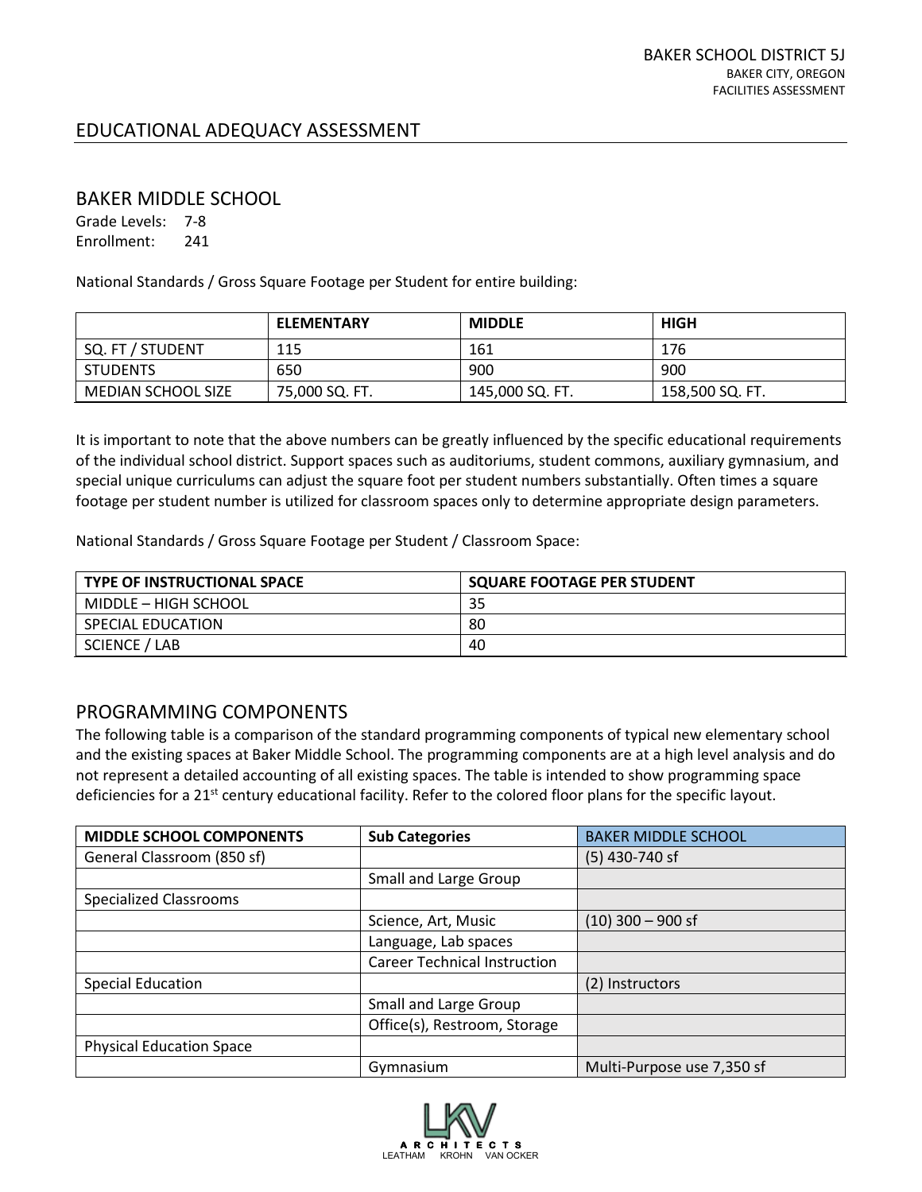## EDUCATIONAL ADEQUACY ASSESSMENT

### BAKER MIDDLE SCHOOL

Grade Levels: 7-8
Enrollment: 241

National Standards / Gross Square Footage per Student for entire building:

| | ELEMENTARY | MIDDLE | HIGH |
|---|---|---|---|
| SQ. FT / STUDENT | 115 | 161 | 176 |
| STUDENTS | 650 | 900 | 900 |
| MEDIAN SCHOOL SIZE | 75,000 SQ. FT. | 145,000 SQ. FT. | 158,500 SQ. FT. |

It is important to note that the above numbers can be greatly influenced by the specific educational requirements of the individual school district. Support spaces such as auditoriums, student commons, auxiliary gymnasium, and special unique curriculums can adjust the square foot per student numbers substantially. Often times a square footage per student number is utilized for classroom spaces only to determine appropriate design parameters.

National Standards / Gross Square Footage per Student / Classroom Space:

| TYPE OF INSTRUCTIONAL SPACE | SQUARE FOOTAGE PER STUDENT |
|---|---|
| MIDDLE – HIGH SCHOOL | 35 |
| SPECIAL EDUCATION | 80 |
| SCIENCE / LAB | 40 |

### PROGRAMMING COMPONENTS

The following table is a comparison of the standard programming components of typical new elementary school and the existing spaces at Baker Middle School. The programming components are at a high level analysis and do not represent a detailed accounting of all existing spaces. The table is intended to show programming space deficiencies for a 21st century educational facility. Refer to the colored floor plans for the specific layout.

| MIDDLE SCHOOL COMPONENTS | Sub Categories | BAKER MIDDLE SCHOOL |
|---|---|---|
| General Classroom (850 sf) | | (5) 430-740 sf |
| | Small and Large Group | |
| Specialized Classrooms | | |
| | Science, Art, Music | (10) 300 – 900 sf |
| | Language, Lab spaces | |
| | Career Technical Instruction | |
| Special Education | | (2) Instructors |
| | Small and Large Group | |
| | Office(s), Restroom, Storage | |
| Physical Education Space | | |
| | Gymnasium | Multi-Purpose use 7,350 sf |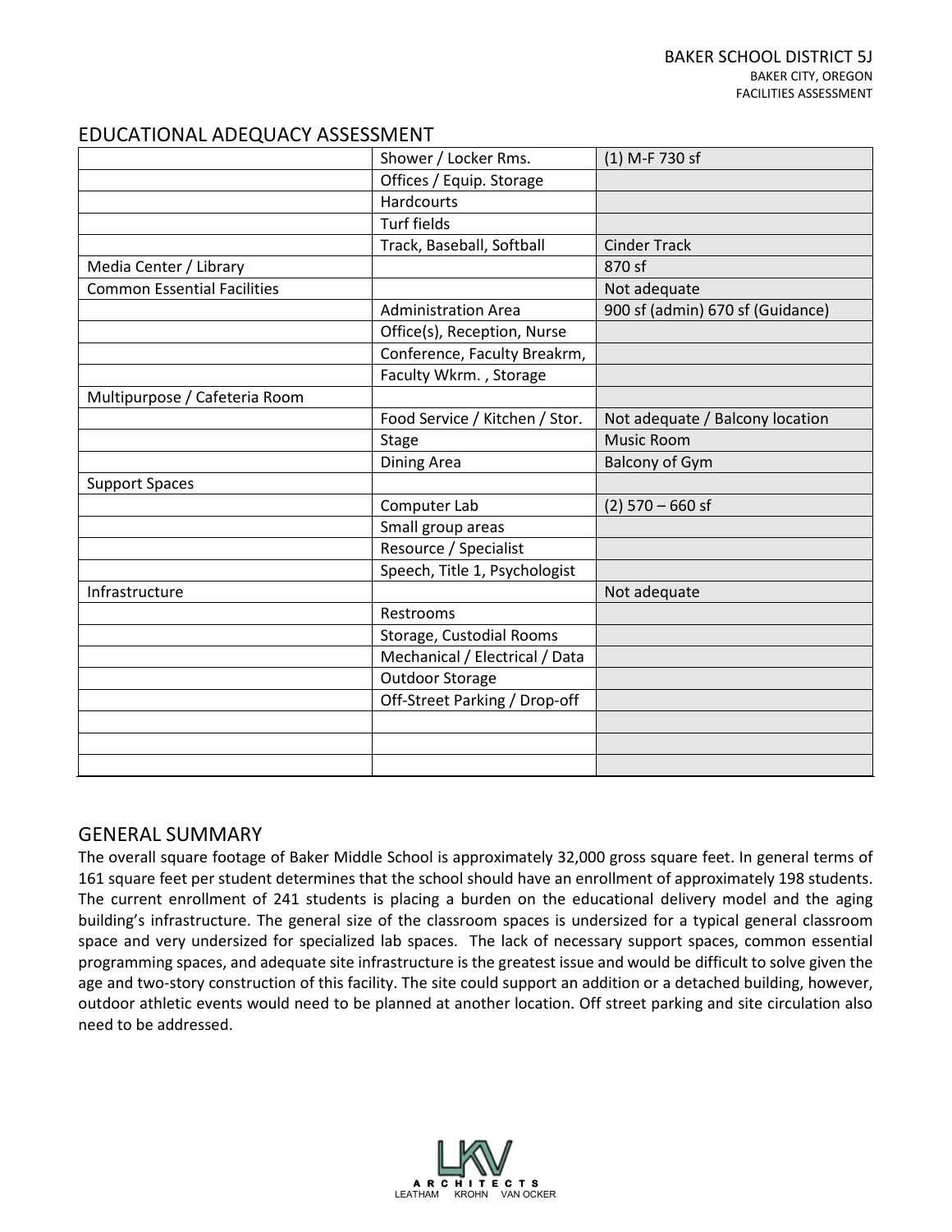## EDUCATIONAL ADEQUACY ASSESSMENT

| | | |
|---|---|---|
| | Shower / Locker Rms. | (1) M-F 730 sf |
| | Offices / Equip. Storage | |
| | Hardcourts | |
| | Turf fields | |
| | Track, Baseball, Softball | Cinder Track |
| Media Center / Library | | 870 sf |
| Common Essential Facilities | | Not adequate |
| | Administration Area | 900 sf (admin) 670 sf (Guidance) |
| | Office(s), Reception, Nurse | |
| | Conference, Faculty Breakrm, | |
| | Faculty Wkrm. , Storage | |
| Multipurpose / Cafeteria Room | | |
| | Food Service / Kitchen / Stor. | Not adequate / Balcony location |
| | Stage | Music Room |
| | Dining Area | Balcony of Gym |
| Support Spaces | | |
| | Computer Lab | (2) 570 – 660 sf |
| | Small group areas | |
| | Resource / Specialist | |
| | Speech, Title 1, Psychologist | |
| Infrastructure | | Not adequate |
| | Restrooms | |
| | Storage, Custodial Rooms | |
| | Mechanical / Electrical / Data | |
| | Outdoor Storage | |
| | Off-Street Parking / Drop-off | |
| | | |
| | | |
| | | |

## GENERAL SUMMARY

The overall square footage of Baker Middle School is approximately 32,000 gross square feet. In general terms of 161 square feet per student determines that the school should have an enrollment of approximately 198 students. The current enrollment of 241 students is placing a burden on the educational delivery model and the aging building's infrastructure. The general size of the classroom spaces is undersized for a typical general classroom space and very undersized for specialized lab spaces. The lack of necessary support spaces, common essential programming spaces, and adequate site infrastructure is the greatest issue and would be difficult to solve given the age and two-story construction of this facility. The site could support an addition or a detached building, however, outdoor athletic events would need to be planned at another location. Off street parking and site circulation also need to be addressed.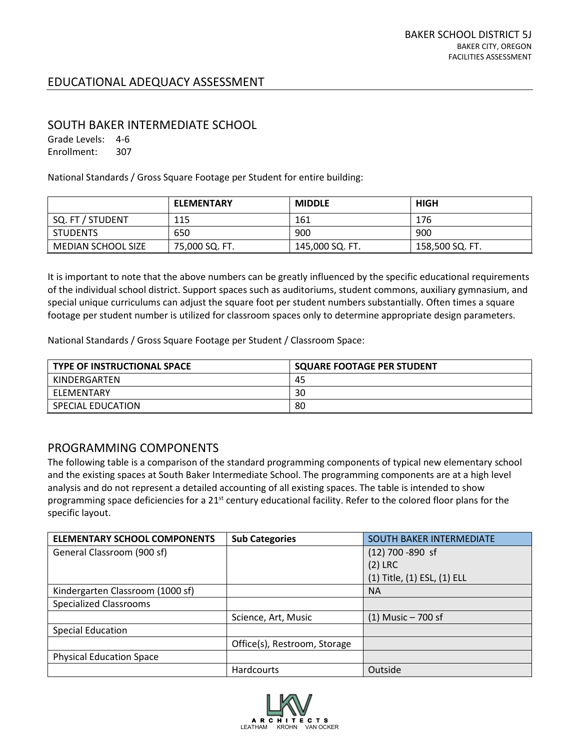## EDUCATIONAL ADEQUACY ASSESSMENT

### SOUTH BAKER INTERMEDIATE SCHOOL

Grade Levels: 4-6
Enrollment: 307

National Standards / Gross Square Footage per Student for entire building:

| | ELEMENTARY | MIDDLE | HIGH |
|---|---|---|---|
| SQ. FT / STUDENT | 115 | 161 | 176 |
| STUDENTS | 650 | 900 | 900 |
| MEDIAN SCHOOL SIZE | 75,000 SQ. FT. | 145,000 SQ. FT. | 158,500 SQ. FT. |

It is important to note that the above numbers can be greatly influenced by the specific educational requirements of the individual school district. Support spaces such as auditoriums, student commons, auxiliary gymnasium, and special unique curriculums can adjust the square foot per student numbers substantially. Often times a square footage per student number is utilized for classroom spaces only to determine appropriate design parameters.

National Standards / Gross Square Footage per Student / Classroom Space:

| TYPE OF INSTRUCTIONAL SPACE | SQUARE FOOTAGE PER STUDENT |
|---|---|
| KINDERGARTEN | 45 |
| ELEMENTARY | 30 |
| SPECIAL EDUCATION | 80 |

### PROGRAMMING COMPONENTS

The following table is a comparison of the standard programming components of typical new elementary school and the existing spaces at South Baker Intermediate School. The programming components are at a high level analysis and do not represent a detailed accounting of all existing spaces. The table is intended to show programming space deficiencies for a 21st century educational facility. Refer to the colored floor plans for the specific layout.

| ELEMENTARY SCHOOL COMPONENTS | Sub Categories | SOUTH BAKER INTERMEDIATE |
|---|---|---|
| General Classroom (900 sf) | | (12) 700 -890 sf<br>(2) LRC<br>(1) Title, (1) ESL, (1) ELL |
| Kindergarten Classroom (1000 sf) | | NA |
| Specialized Classrooms | | |
| | Science, Art, Music | (1) Music – 700 sf |
| Special Education | | |
| | Office(s), Restroom, Storage | |
| Physical Education Space | | |
| | Hardcourts | Outside |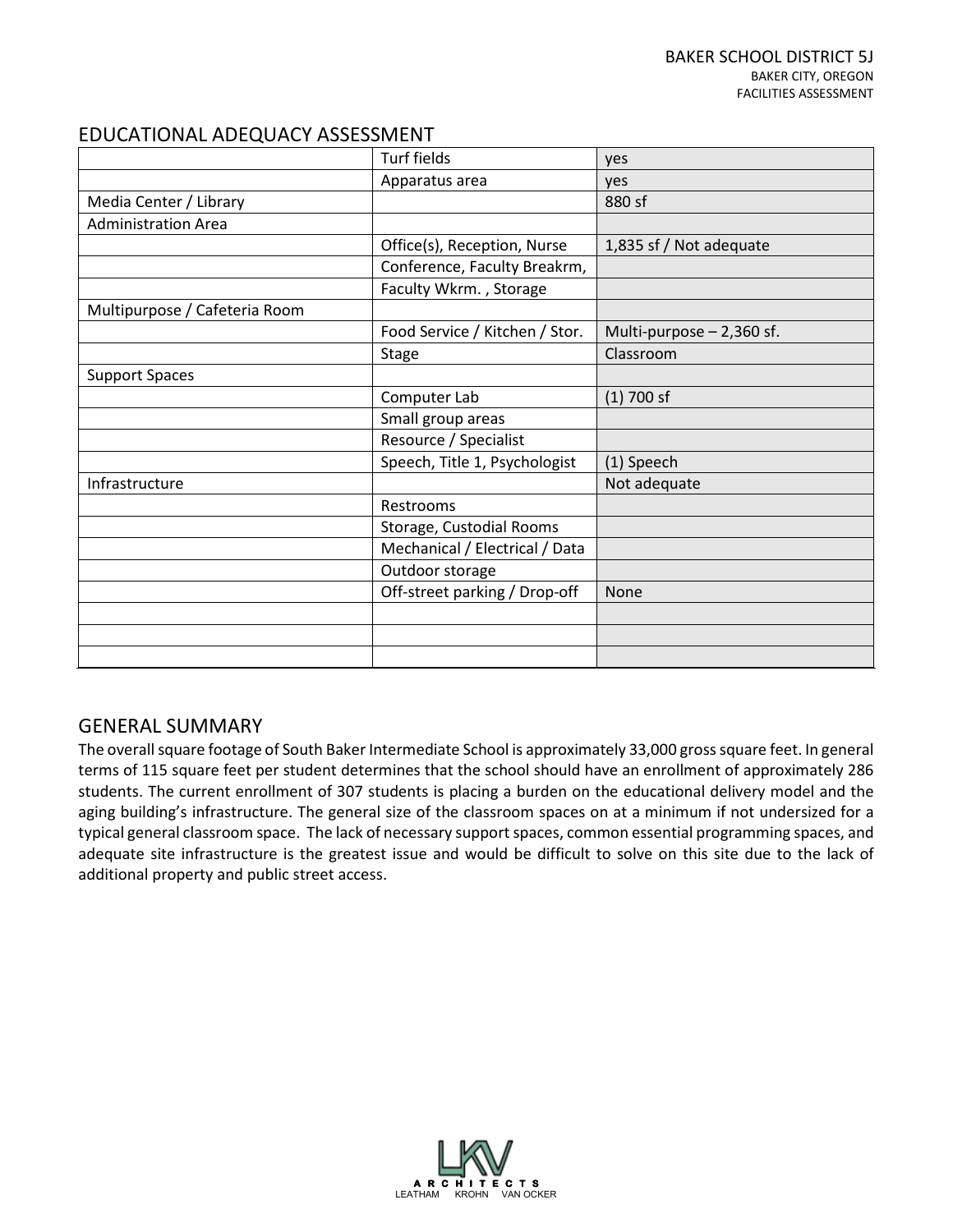## EDUCATIONAL ADEQUACY ASSESSMENT

| | | |
|---|---|---|
| | Turf fields | yes |
| | Apparatus area | yes |
| Media Center / Library | | 880 sf |
| Administration Area | | |
| | Office(s), Reception, Nurse | 1,835 sf / Not adequate |
| | Conference, Faculty Breakrm, | |
| | Faculty Wkrm. , Storage | |
| Multipurpose / Cafeteria Room | | |
| | Food Service / Kitchen / Stor. | Multi-purpose – 2,360 sf. |
| | Stage | Classroom |
| Support Spaces | | |
| | Computer Lab | (1) 700 sf |
| | Small group areas | |
| | Resource / Specialist | |
| | Speech, Title 1, Psychologist | (1) Speech |
| Infrastructure | | Not adequate |
| | Restrooms | |
| | Storage, Custodial Rooms | |
| | Mechanical / Electrical / Data | |
| | Outdoor storage | |
| | Off-street parking / Drop-off | None |
| | | |
| | | |
| | | |

## GENERAL SUMMARY

The overall square footage of South Baker Intermediate School is approximately 33,000 gross square feet. In general terms of 115 square feet per student determines that the school should have an enrollment of approximately 286 students. The current enrollment of 307 students is placing a burden on the educational delivery model and the aging building's infrastructure. The general size of the classroom spaces on at a minimum if not undersized for a typical general classroom space. The lack of necessary support spaces, common essential programming spaces, and adequate site infrastructure is the greatest issue and would be difficult to solve on this site due to the lack of additional property and public street access.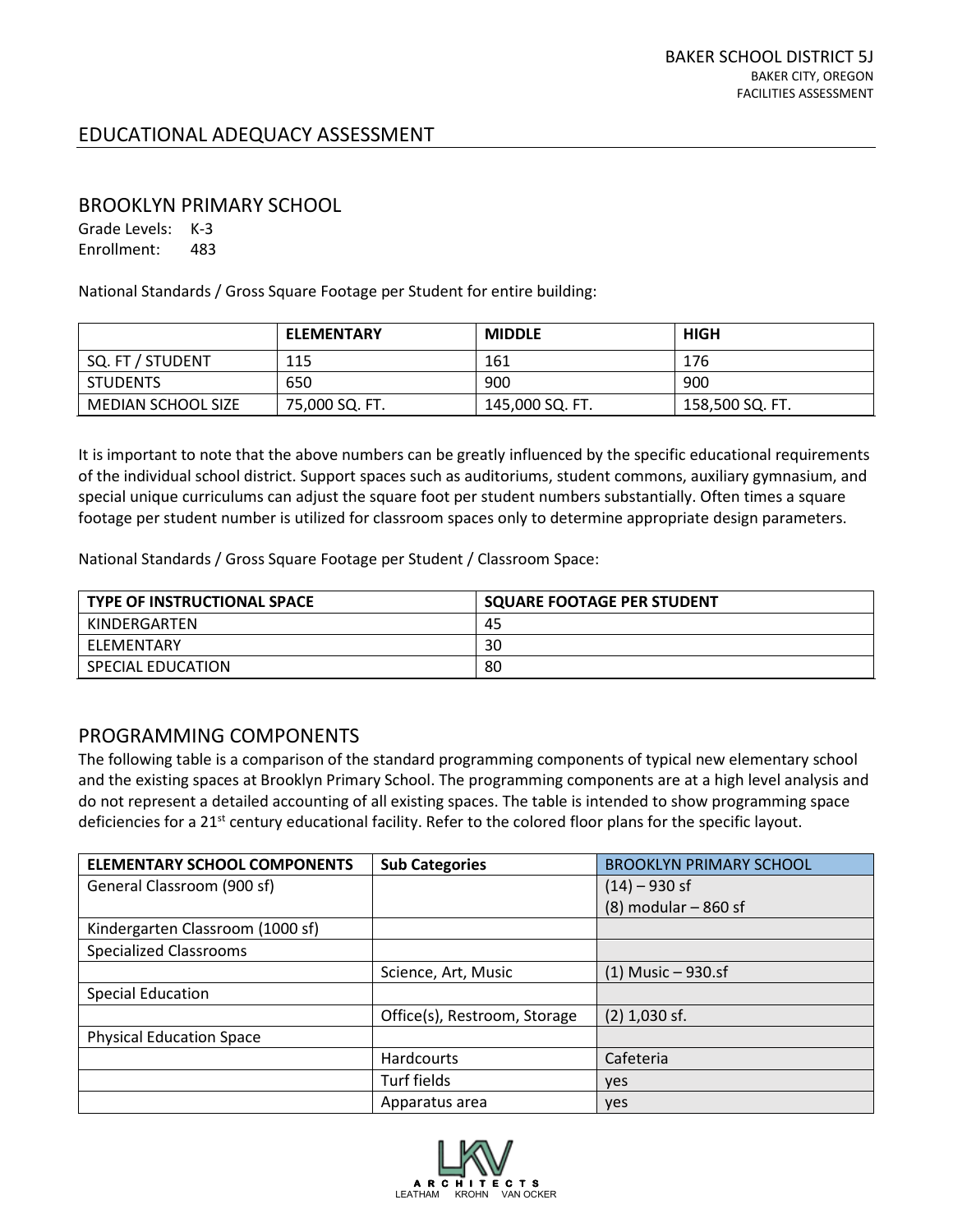## EDUCATIONAL ADEQUACY ASSESSMENT

### BROOKLYN PRIMARY SCHOOL

Grade Levels: K-3
Enrollment: 483

National Standards / Gross Square Footage per Student for entire building:

| | ELEMENTARY | MIDDLE | HIGH |
|---|---|---|---|
| SQ. FT / STUDENT | 115 | 161 | 176 |
| STUDENTS | 650 | 900 | 900 |
| MEDIAN SCHOOL SIZE | 75,000 SQ. FT. | 145,000 SQ. FT. | 158,500 SQ. FT. |

It is important to note that the above numbers can be greatly influenced by the specific educational requirements of the individual school district. Support spaces such as auditoriums, student commons, auxiliary gymnasium, and special unique curriculums can adjust the square foot per student numbers substantially. Often times a square footage per student number is utilized for classroom spaces only to determine appropriate design parameters.

National Standards / Gross Square Footage per Student / Classroom Space:

| TYPE OF INSTRUCTIONAL SPACE | SQUARE FOOTAGE PER STUDENT |
|---|---|
| KINDERGARTEN | 45 |
| ELEMENTARY | 30 |
| SPECIAL EDUCATION | 80 |

### PROGRAMMING COMPONENTS

The following table is a comparison of the standard programming components of typical new elementary school and the existing spaces at Brooklyn Primary School. The programming components are at a high level analysis and do not represent a detailed accounting of all existing spaces. The table is intended to show programming space deficiencies for a 21st century educational facility. Refer to the colored floor plans for the specific layout.

| ELEMENTARY SCHOOL COMPONENTS | Sub Categories | BROOKLYN PRIMARY SCHOOL |
|---|---|---|
| General Classroom (900 sf) | | (14) – 930 sf<br>(8) modular – 860 sf |
| Kindergarten Classroom (1000 sf) | | |
| Specialized Classrooms | | |
| | Science, Art, Music | (1) Music – 930.sf |
| Special Education | | |
| | Office(s), Restroom, Storage | (2) 1,030 sf. |
| Physical Education Space | | |
| | Hardcourts | Cafeteria |
| | Turf fields | yes |
| | Apparatus area | yes |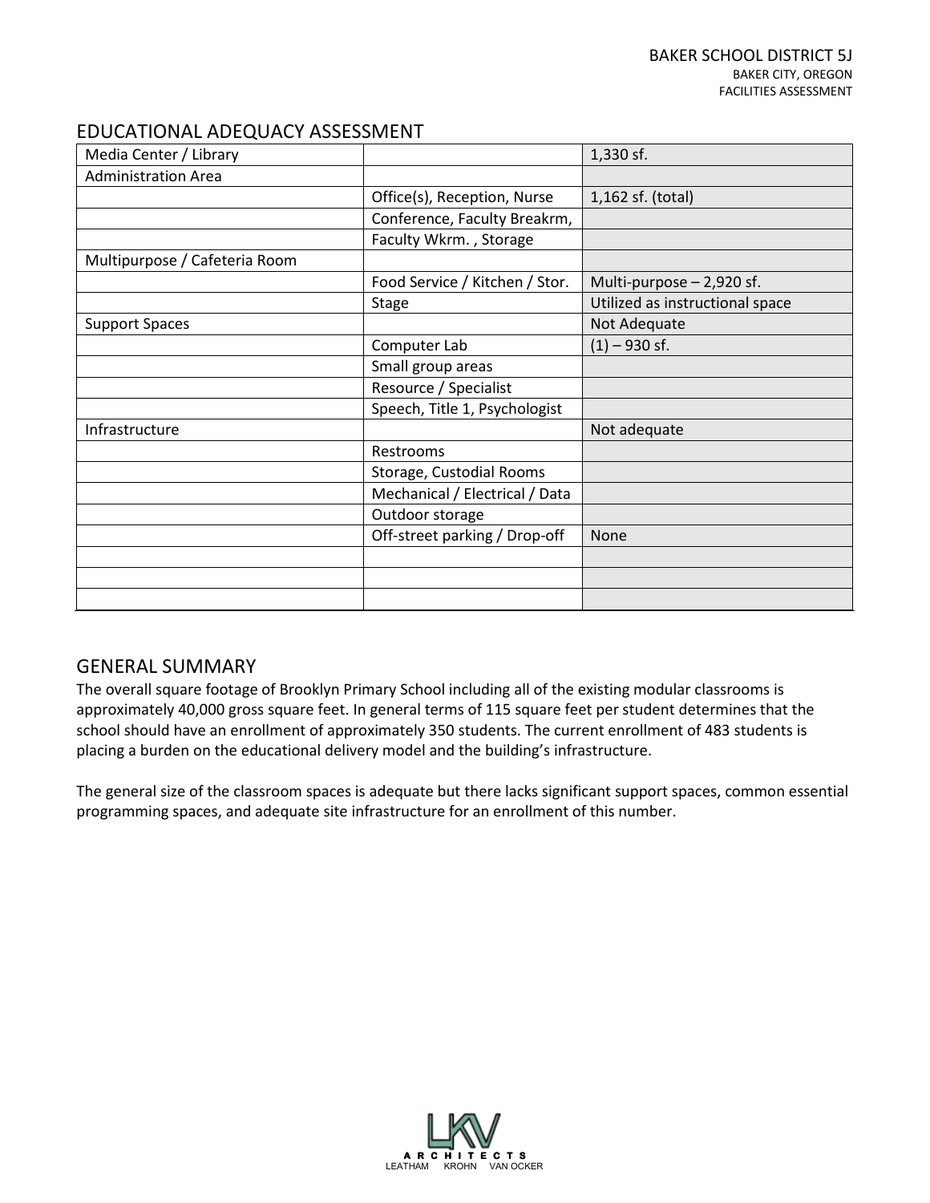## EDUCATIONAL ADEQUACY ASSESSMENT

| | | |
|---|---|---|
| Media Center / Library | | 1,330 sf. |
| Administration Area | | |
| | Office(s), Reception, Nurse | 1,162 sf. (total) |
| | Conference, Faculty Breakrm, | |
| | Faculty Wkrm. , Storage | |
| Multipurpose / Cafeteria Room | | |
| | Food Service / Kitchen / Stor. | Multi-purpose – 2,920 sf. |
| | Stage | Utilized as instructional space |
| Support Spaces | | Not Adequate |
| | Computer Lab | (1) – 930 sf. |
| | Small group areas | |
| | Resource / Specialist | |
| | Speech, Title 1, Psychologist | |
| Infrastructure | | Not adequate |
| | Restrooms | |
| | Storage, Custodial Rooms | |
| | Mechanical / Electrical / Data | |
| | Outdoor storage | |
| | Off-street parking / Drop-off | None |
| | | |
| | | |
| | | |

## GENERAL SUMMARY

The overall square footage of Brooklyn Primary School including all of the existing modular classrooms is approximately 40,000 gross square feet. In general terms of 115 square feet per student determines that the school should have an enrollment of approximately 350 students. The current enrollment of 483 students is placing a burden on the educational delivery model and the building's infrastructure.

The general size of the classroom spaces is adequate but there lacks significant support spaces, common essential programming spaces, and adequate site infrastructure for an enrollment of this number.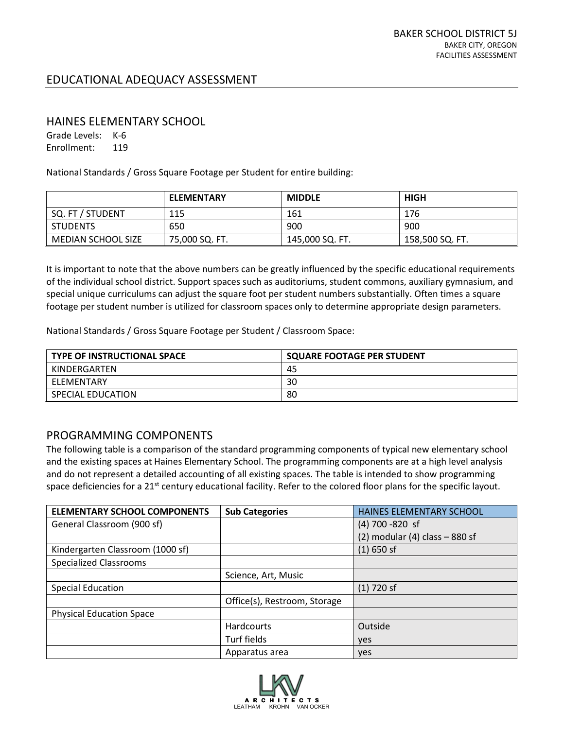## EDUCATIONAL ADEQUACY ASSESSMENT

### HAINES ELEMENTARY SCHOOL

Grade Levels: K-6
Enrollment: 119

National Standards / Gross Square Footage per Student for entire building:

| | ELEMENTARY | MIDDLE | HIGH |
|---|---|---|---|
| SQ. FT / STUDENT | 115 | 161 | 176 |
| STUDENTS | 650 | 900 | 900 |
| MEDIAN SCHOOL SIZE | 75,000 SQ. FT. | 145,000 SQ. FT. | 158,500 SQ. FT. |

It is important to note that the above numbers can be greatly influenced by the specific educational requirements of the individual school district. Support spaces such as auditoriums, student commons, auxiliary gymnasium, and special unique curriculums can adjust the square foot per student numbers substantially. Often times a square footage per student number is utilized for classroom spaces only to determine appropriate design parameters.

National Standards / Gross Square Footage per Student / Classroom Space:

| TYPE OF INSTRUCTIONAL SPACE | SQUARE FOOTAGE PER STUDENT |
|---|---|
| KINDERGARTEN | 45 |
| ELEMENTARY | 30 |
| SPECIAL EDUCATION | 80 |

### PROGRAMMING COMPONENTS

The following table is a comparison of the standard programming components of typical new elementary school and the existing spaces at Haines Elementary School. The programming components are at a high level analysis and do not represent a detailed accounting of all existing spaces. The table is intended to show programming space deficiencies for a 21st century educational facility. Refer to the colored floor plans for the specific layout.

| ELEMENTARY SCHOOL COMPONENTS | Sub Categories | HAINES ELEMENTARY SCHOOL |
|---|---|---|
| General Classroom (900 sf) | | (4) 700 -820 sf<br>(2) modular (4) class – 880 sf |
| Kindergarten Classroom (1000 sf) | | (1) 650 sf |
| Specialized Classrooms | | |
| | Science, Art, Music | |
| Special Education | | (1) 720 sf |
| | Office(s), Restroom, Storage | |
| Physical Education Space | | |
| | Hardcourts | Outside |
| | Turf fields | yes |
| | Apparatus area | yes |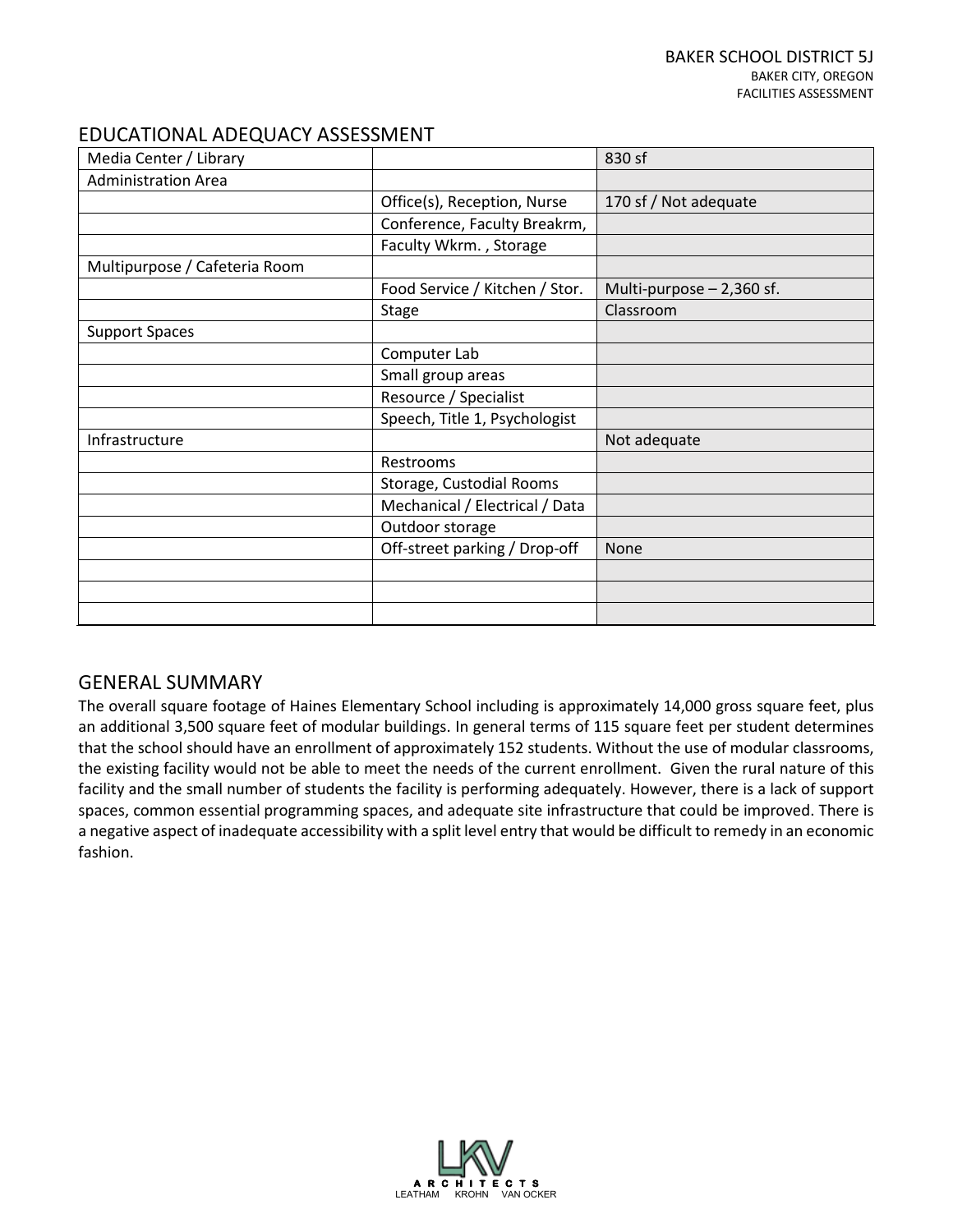## EDUCATIONAL ADEQUACY ASSESSMENT

| | | |
|---|---|---|
| Media Center / Library | | 830 sf |
| Administration Area | | |
| | Office(s), Reception, Nurse | 170 sf / Not adequate |
| | Conference, Faculty Breakrm, | |
| | Faculty Wkrm. , Storage | |
| Multipurpose / Cafeteria Room | | |
| | Food Service / Kitchen / Stor. | Multi-purpose – 2,360 sf. |
| | Stage | Classroom |
| Support Spaces | | |
| | Computer Lab | |
| | Small group areas | |
| | Resource / Specialist | |
| | Speech, Title 1, Psychologist | |
| Infrastructure | | Not adequate |
| | Restrooms | |
| | Storage, Custodial Rooms | |
| | Mechanical / Electrical / Data | |
| | Outdoor storage | |
| | Off-street parking / Drop-off | None |
| | | |
| | | |
| | | |

## GENERAL SUMMARY

The overall square footage of Haines Elementary School including is approximately 14,000 gross square feet, plus an additional 3,500 square feet of modular buildings. In general terms of 115 square feet per student determines that the school should have an enrollment of approximately 152 students. Without the use of modular classrooms, the existing facility would not be able to meet the needs of the current enrollment. Given the rural nature of this facility and the small number of students the facility is performing adequately. However, there is a lack of support spaces, common essential programming spaces, and adequate site infrastructure that could be improved. There is a negative aspect of inadequate accessibility with a split level entry that would be difficult to remedy in an economic fashion.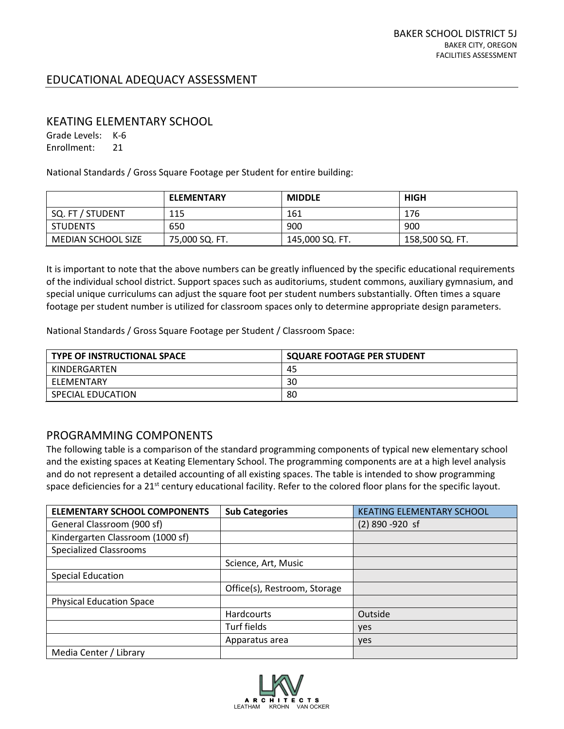## EDUCATIONAL ADEQUACY ASSESSMENT

### KEATING ELEMENTARY SCHOOL

Grade Levels: K-6
Enrollment: 21

National Standards / Gross Square Footage per Student for entire building:

| | ELEMENTARY | MIDDLE | HIGH |
|---|---|---|---|
| SQ. FT / STUDENT | 115 | 161 | 176 |
| STUDENTS | 650 | 900 | 900 |
| MEDIAN SCHOOL SIZE | 75,000 SQ. FT. | 145,000 SQ. FT. | 158,500 SQ. FT. |

It is important to note that the above numbers can be greatly influenced by the specific educational requirements of the individual school district. Support spaces such as auditoriums, student commons, auxiliary gymnasium, and special unique curriculums can adjust the square foot per student numbers substantially. Often times a square footage per student number is utilized for classroom spaces only to determine appropriate design parameters.

National Standards / Gross Square Footage per Student / Classroom Space:

| TYPE OF INSTRUCTIONAL SPACE | SQUARE FOOTAGE PER STUDENT |
|---|---|
| KINDERGARTEN | 45 |
| ELEMENTARY | 30 |
| SPECIAL EDUCATION | 80 |

### PROGRAMMING COMPONENTS

The following table is a comparison of the standard programming components of typical new elementary school and the existing spaces at Keating Elementary School. The programming components are at a high level analysis and do not represent a detailed accounting of all existing spaces. The table is intended to show programming space deficiencies for a 21st century educational facility. Refer to the colored floor plans for the specific layout.

| ELEMENTARY SCHOOL COMPONENTS | Sub Categories | KEATING ELEMENTARY SCHOOL |
|---|---|---|
| General Classroom (900 sf) | | (2) 890 -920 sf |
| Kindergarten Classroom (1000 sf) | | |
| Specialized Classrooms | | |
| | Science, Art, Music | |
| Special Education | | |
| | Office(s), Restroom, Storage | |
| Physical Education Space | | |
| | Hardcourts | Outside |
| | Turf fields | yes |
| | Apparatus area | yes |
| Media Center / Library | | |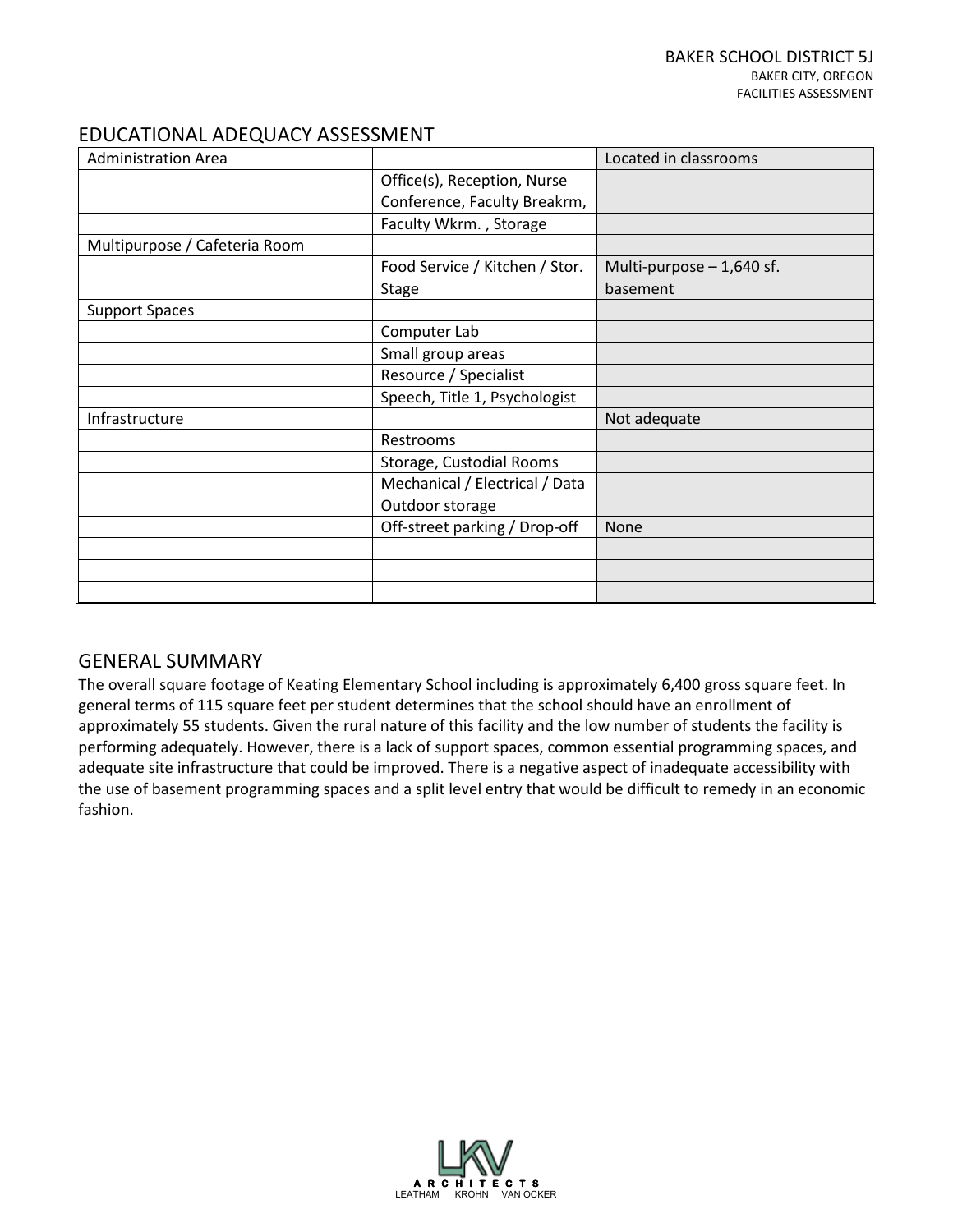## EDUCATIONAL ADEQUACY ASSESSMENT

| | | |
|---|---|---|
| Administration Area | | Located in classrooms |
| | Office(s), Reception, Nurse | |
| | Conference, Faculty Breakrm, | |
| | Faculty Wkrm. , Storage | |
| Multipurpose / Cafeteria Room | | |
| | Food Service / Kitchen / Stor. | Multi-purpose – 1,640 sf. |
| | Stage | basement |
| Support Spaces | | |
| | Computer Lab | |
| | Small group areas | |
| | Resource / Specialist | |
| | Speech, Title 1, Psychologist | |
| Infrastructure | | Not adequate |
| | Restrooms | |
| | Storage, Custodial Rooms | |
| | Mechanical / Electrical / Data | |
| | Outdoor storage | |
| | Off-street parking / Drop-off | None |
| | | |
| | | |
| | | |

## GENERAL SUMMARY

The overall square footage of Keating Elementary School including is approximately 6,400 gross square feet. In general terms of 115 square feet per student determines that the school should have an enrollment of approximately 55 students. Given the rural nature of this facility and the low number of students the facility is performing adequately. However, there is a lack of support spaces, common essential programming spaces, and adequate site infrastructure that could be improved. There is a negative aspect of inadequate accessibility with the use of basement programming spaces and a split level entry that would be difficult to remedy in an economic fashion.